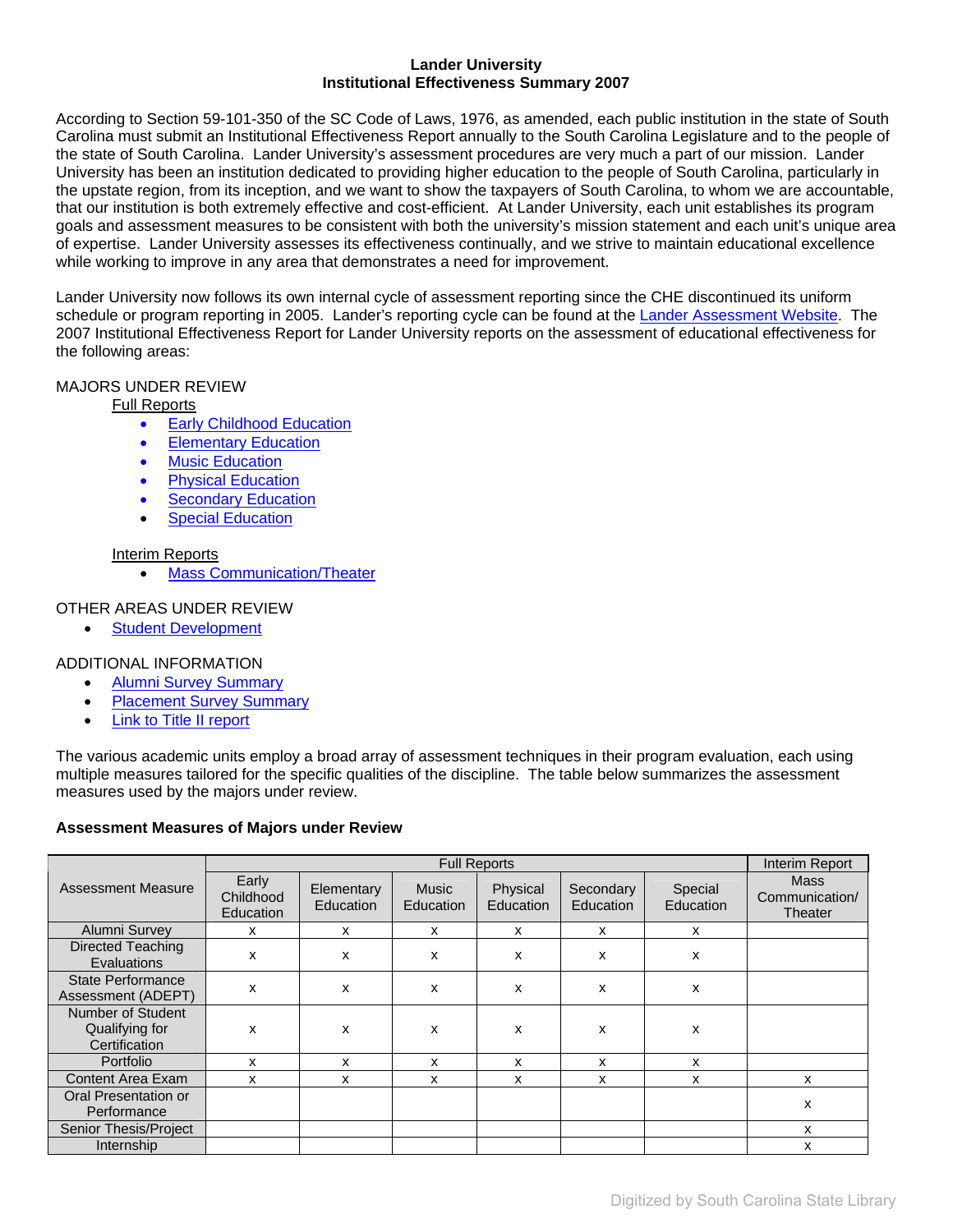# Lander University
## Institutional Effectiveness Summary 2007

According to Section 59-101-350 of the SC Code of Laws, 1976, as amended, each public institution in the state of South Carolina must submit an Institutional Effectiveness Report annually to the South Carolina Legislature and to the people of the state of South Carolina. Lander University's assessment procedures are very much a part of our mission. Lander University has been an institution dedicated to providing higher education to the people of South Carolina, particularly in the upstate region, from its inception, and we want to show the taxpayers of South Carolina, to whom we are accountable, that our institution is both extremely effective and cost-efficient. At Lander University, each unit establishes its program goals and assessment measures to be consistent with both the university's mission statement and each unit's unique area of expertise. Lander University assesses its effectiveness continually, and we strive to maintain educational excellence while working to improve in any area that demonstrates a need for improvement.

Lander University now follows its own internal cycle of assessment reporting since the CHE discontinued its uniform schedule or program reporting in 2005. Lander's reporting cycle can be found at the Lander Assessment Website. The 2007 Institutional Effectiveness Report for Lander University reports on the assessment of educational effectiveness for the following areas:

MAJORS UNDER REVIEW

Full Reports

- Early Childhood Education
- Elementary Education
- Music Education
- Physical Education
- Secondary Education
- Special Education

Interim Reports

- Mass Communication/Theater

OTHER AREAS UNDER REVIEW

- Student Development

ADDITIONAL INFORMATION

- Alumni Survey Summary
- Placement Survey Summary
- Link to Title II report

The various academic units employ a broad array of assessment techniques in their program evaluation, each using multiple measures tailored for the specific qualities of the discipline. The table below summarizes the assessment measures used by the majors under review.

**Assessment Measures of Majors under Review**

| Assessment Measure | Full Reports | | | | | | Interim Report |
|---|---|---|---|---|---|---|---|
| | Early Childhood Education | Elementary Education | Music Education | Physical Education | Secondary Education | Special Education | Mass Communication/ Theater |
| Alumni Survey | x | x | x | x | x | x | |
| Directed Teaching Evaluations | x | x | x | x | x | x | |
| State Performance Assessment (ADEPT) | x | x | x | x | x | x | |
| Number of Student Qualifying for Certification | x | x | x | x | x | x | |
| Portfolio | x | x | x | x | x | x | |
| Content Area Exam | x | x | x | x | x | x | x |
| Oral Presentation or Performance | | | | | | | x |
| Senior Thesis/Project | | | | | | | x |
| Internship | | | | | | | x |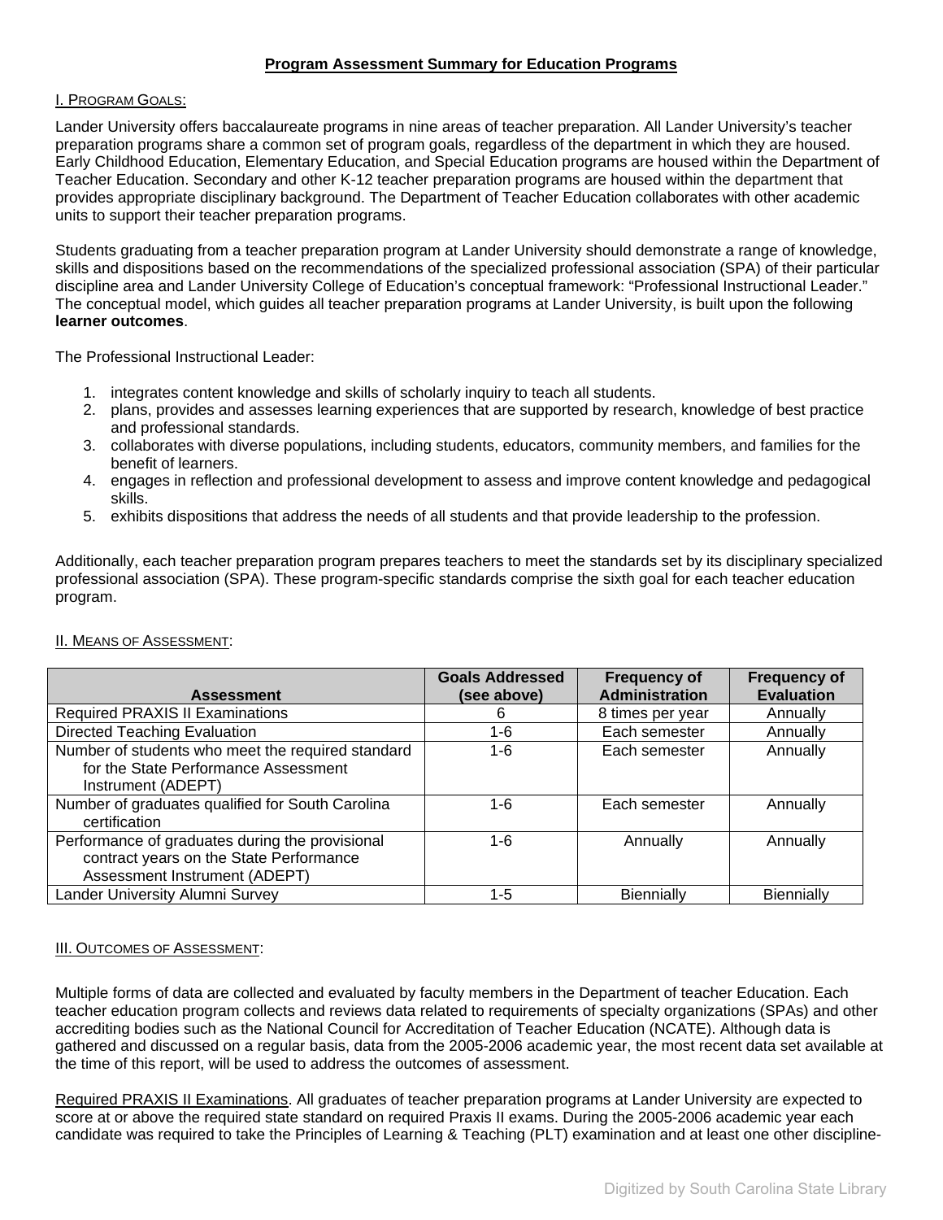## Program Assessment Summary for Education Programs

I. PROGRAM GOALS:

Lander University offers baccalaureate programs in nine areas of teacher preparation. All Lander University's teacher preparation programs share a common set of program goals, regardless of the department in which they are housed. Early Childhood Education, Elementary Education, and Special Education programs are housed within the Department of Teacher Education. Secondary and other K-12 teacher preparation programs are housed within the department that provides appropriate disciplinary background. The Department of Teacher Education collaborates with other academic units to support their teacher preparation programs.

Students graduating from a teacher preparation program at Lander University should demonstrate a range of knowledge, skills and dispositions based on the recommendations of the specialized professional association (SPA) of their particular discipline area and Lander University College of Education's conceptual framework: "Professional Instructional Leader." The conceptual model, which guides all teacher preparation programs at Lander University, is built upon the following **learner outcomes**.

The Professional Instructional Leader:

1. integrates content knowledge and skills of scholarly inquiry to teach all students.
2. plans, provides and assesses learning experiences that are supported by research, knowledge of best practice and professional standards.
3. collaborates with diverse populations, including students, educators, community members, and families for the benefit of learners.
4. engages in reflection and professional development to assess and improve content knowledge and pedagogical skills.
5. exhibits dispositions that address the needs of all students and that provide leadership to the profession.

Additionally, each teacher preparation program prepares teachers to meet the standards set by its disciplinary specialized professional association (SPA). These program-specific standards comprise the sixth goal for each teacher education program.

II. MEANS OF ASSESSMENT:

| Assessment | Goals Addressed (see above) | Frequency of Administration | Frequency of Evaluation |
|---|---|---|---|
| Required PRAXIS II Examinations | 6 | 8 times per year | Annually |
| Directed Teaching Evaluation | 1-6 | Each semester | Annually |
| Number of students who meet the required standard for the State Performance Assessment Instrument (ADEPT) | 1-6 | Each semester | Annually |
| Number of graduates qualified for South Carolina certification | 1-6 | Each semester | Annually |
| Performance of graduates during the provisional contract years on the State Performance Assessment Instrument (ADEPT) | 1-6 | Annually | Annually |
| Lander University Alumni Survey | 1-5 | Biennially | Biennially |

III. OUTCOMES OF ASSESSMENT:

Multiple forms of data are collected and evaluated by faculty members in the Department of teacher Education. Each teacher education program collects and reviews data related to requirements of specialty organizations (SPAs) and other accrediting bodies such as the National Council for Accreditation of Teacher Education (NCATE). Although data is gathered and discussed on a regular basis, data from the 2005-2006 academic year, the most recent data set available at the time of this report, will be used to address the outcomes of assessment.

Required PRAXIS II Examinations. All graduates of teacher preparation programs at Lander University are expected to score at or above the required state standard on required Praxis II exams. During the 2005-2006 academic year each candidate was required to take the Principles of Learning & Teaching (PLT) examination and at least one other discipline-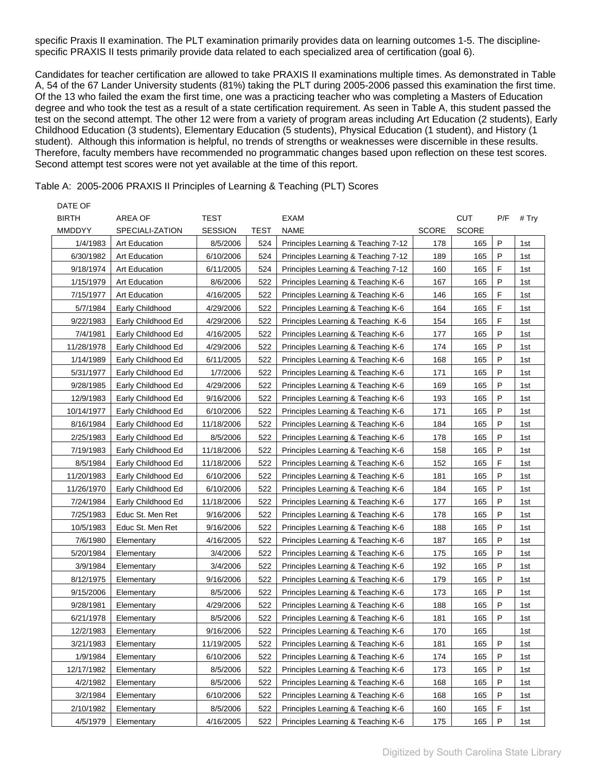specific Praxis II examination. The PLT examination primarily provides data on learning outcomes 1-5. The discipline-specific PRAXIS II tests primarily provide data related to each specialized area of certification (goal 6).

Candidates for teacher certification are allowed to take PRAXIS II examinations multiple times. As demonstrated in Table A, 54 of the 67 Lander University students (81%) taking the PLT during 2005-2006 passed this examination the first time. Of the 13 who failed the exam the first time, one was a practicing teacher who was completing a Masters of Education degree and who took the test as a result of a state certification requirement. As seen in Table A, this student passed the test on the second attempt. The other 12 were from a variety of program areas including Art Education (2 students), Early Childhood Education (3 students), Elementary Education (5 students), Physical Education (1 student), and History (1 student). Although this information is helpful, no trends of strengths or weaknesses were discernible in these results. Therefore, faculty members have recommended no programmatic changes based upon reflection on these test scores. Second attempt test scores were not yet available at the time of this report.

Table A: 2005-2006 PRAXIS II Principles of Learning & Teaching (PLT) Scores

| DATE OF BIRTH MMDDYY | AREA OF SPECIALI-ZATION | TEST SESSION | TEST | EXAM NAME | SCORE | CUT SCORE | P/F | # Try |
|---|---|---|---|---|---|---|---|---|
| 1/4/1983 | Art Education | 8/5/2006 | 524 | Principles Learning & Teaching 7-12 | 178 | 165 | P | 1st |
| 6/30/1982 | Art Education | 6/10/2006 | 524 | Principles Learning & Teaching 7-12 | 189 | 165 | P | 1st |
| 9/18/1974 | Art Education | 6/11/2005 | 524 | Principles Learning & Teaching 7-12 | 160 | 165 | F | 1st |
| 1/15/1979 | Art Education | 8/6/2006 | 522 | Principles Learning & Teaching K-6 | 167 | 165 | P | 1st |
| 7/15/1977 | Art Education | 4/16/2005 | 522 | Principles Learning & Teaching K-6 | 146 | 165 | F | 1st |
| 5/7/1984 | Early Childhood | 4/29/2006 | 522 | Principles Learning & Teaching K-6 | 164 | 165 | F | 1st |
| 9/22/1983 | Early Childhood Ed | 4/29/2006 | 522 | Principles Learning & Teaching K-6 | 154 | 165 | F | 1st |
| 7/4/1981 | Early Childhood Ed | 4/16/2005 | 522 | Principles Learning & Teaching K-6 | 177 | 165 | P | 1st |
| 11/28/1978 | Early Childhood Ed | 4/29/2006 | 522 | Principles Learning & Teaching K-6 | 174 | 165 | P | 1st |
| 1/14/1989 | Early Childhood Ed | 6/11/2005 | 522 | Principles Learning & Teaching K-6 | 168 | 165 | P | 1st |
| 5/31/1977 | Early Childhood Ed | 1/7/2006 | 522 | Principles Learning & Teaching K-6 | 171 | 165 | P | 1st |
| 9/28/1985 | Early Childhood Ed | 4/29/2006 | 522 | Principles Learning & Teaching K-6 | 169 | 165 | P | 1st |
| 12/9/1983 | Early Childhood Ed | 9/16/2006 | 522 | Principles Learning & Teaching K-6 | 193 | 165 | P | 1st |
| 10/14/1977 | Early Childhood Ed | 6/10/2006 | 522 | Principles Learning & Teaching K-6 | 171 | 165 | P | 1st |
| 8/16/1984 | Early Childhood Ed | 11/18/2006 | 522 | Principles Learning & Teaching K-6 | 184 | 165 | P | 1st |
| 2/25/1983 | Early Childhood Ed | 8/5/2006 | 522 | Principles Learning & Teaching K-6 | 178 | 165 | P | 1st |
| 7/19/1983 | Early Childhood Ed | 11/18/2006 | 522 | Principles Learning & Teaching K-6 | 158 | 165 | P | 1st |
| 8/5/1984 | Early Childhood Ed | 11/18/2006 | 522 | Principles Learning & Teaching K-6 | 152 | 165 | F | 1st |
| 11/20/1983 | Early Childhood Ed | 6/10/2006 | 522 | Principles Learning & Teaching K-6 | 181 | 165 | P | 1st |
| 11/26/1970 | Early Childhood Ed | 6/10/2006 | 522 | Principles Learning & Teaching K-6 | 184 | 165 | P | 1st |
| 7/24/1984 | Early Childhood Ed | 11/18/2006 | 522 | Principles Learning & Teaching K-6 | 177 | 165 | P | 1st |
| 7/25/1983 | Educ St. Men Ret | 9/16/2006 | 522 | Principles Learning & Teaching K-6 | 178 | 165 | P | 1st |
| 10/5/1983 | Educ St. Men Ret | 9/16/2006 | 522 | Principles Learning & Teaching K-6 | 188 | 165 | P | 1st |
| 7/6/1980 | Elementary | 4/16/2005 | 522 | Principles Learning & Teaching K-6 | 187 | 165 | P | 1st |
| 5/20/1984 | Elementary | 3/4/2006 | 522 | Principles Learning & Teaching K-6 | 175 | 165 | P | 1st |
| 3/9/1984 | Elementary | 3/4/2006 | 522 | Principles Learning & Teaching K-6 | 192 | 165 | P | 1st |
| 8/12/1975 | Elementary | 9/16/2006 | 522 | Principles Learning & Teaching K-6 | 179 | 165 | P | 1st |
| 9/15/2006 | Elementary | 8/5/2006 | 522 | Principles Learning & Teaching K-6 | 173 | 165 | P | 1st |
| 9/28/1981 | Elementary | 4/29/2006 | 522 | Principles Learning & Teaching K-6 | 188 | 165 | P | 1st |
| 6/21/1978 | Elementary | 8/5/2006 | 522 | Principles Learning & Teaching K-6 | 181 | 165 | P | 1st |
| 12/2/1983 | Elementary | 9/16/2006 | 522 | Principles Learning & Teaching K-6 | 170 | 165 | | 1st |
| 3/21/1983 | Elementary | 11/19/2005 | 522 | Principles Learning & Teaching K-6 | 181 | 165 | P | 1st |
| 1/9/1984 | Elementary | 6/10/2006 | 522 | Principles Learning & Teaching K-6 | 174 | 165 | P | 1st |
| 12/17/1982 | Elementary | 8/5/2006 | 522 | Principles Learning & Teaching K-6 | 173 | 165 | P | 1st |
| 4/2/1982 | Elementary | 8/5/2006 | 522 | Principles Learning & Teaching K-6 | 168 | 165 | P | 1st |
| 3/2/1984 | Elementary | 6/10/2006 | 522 | Principles Learning & Teaching K-6 | 168 | 165 | P | 1st |
| 2/10/1982 | Elementary | 8/5/2006 | 522 | Principles Learning & Teaching K-6 | 160 | 165 | F | 1st |
| 4/5/1979 | Elementary | 4/16/2005 | 522 | Principles Learning & Teaching K-6 | 175 | 165 | P | 1st |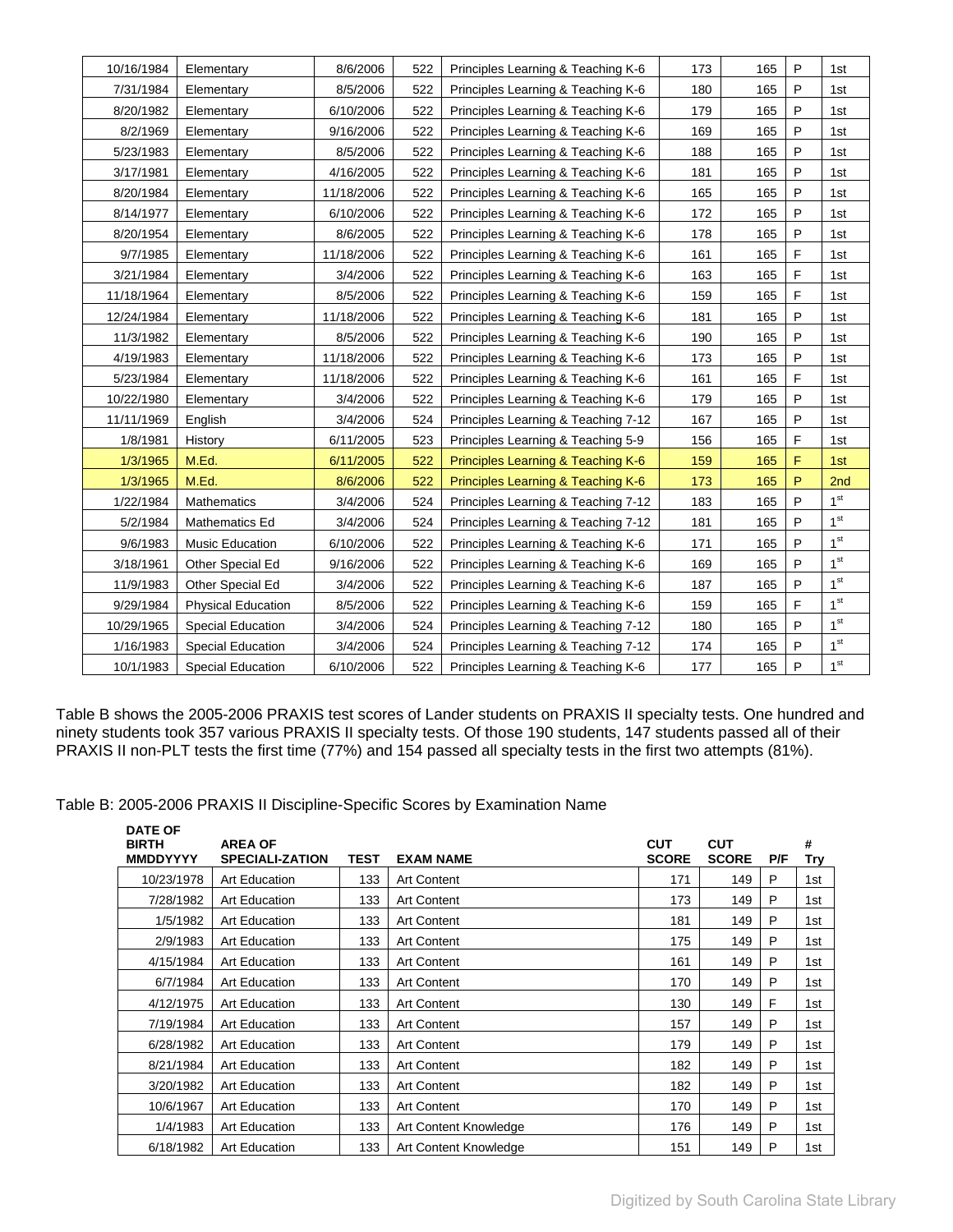| | | | | | | | | |
|---|---|---|---|---|---|---|---|---|
| 10/16/1984 | Elementary | 8/6/2006 | 522 | Principles Learning & Teaching K-6 | 173 | 165 | P | 1st |
| 7/31/1984 | Elementary | 8/5/2006 | 522 | Principles Learning & Teaching K-6 | 180 | 165 | P | 1st |
| 8/20/1982 | Elementary | 6/10/2006 | 522 | Principles Learning & Teaching K-6 | 179 | 165 | P | 1st |
| 8/2/1969 | Elementary | 9/16/2006 | 522 | Principles Learning & Teaching K-6 | 169 | 165 | P | 1st |
| 5/23/1983 | Elementary | 8/5/2006 | 522 | Principles Learning & Teaching K-6 | 188 | 165 | P | 1st |
| 3/17/1981 | Elementary | 4/16/2005 | 522 | Principles Learning & Teaching K-6 | 181 | 165 | P | 1st |
| 8/20/1984 | Elementary | 11/18/2006 | 522 | Principles Learning & Teaching K-6 | 165 | 165 | P | 1st |
| 8/14/1977 | Elementary | 6/10/2006 | 522 | Principles Learning & Teaching K-6 | 172 | 165 | P | 1st |
| 8/20/1954 | Elementary | 8/6/2005 | 522 | Principles Learning & Teaching K-6 | 178 | 165 | P | 1st |
| 9/7/1985 | Elementary | 11/18/2006 | 522 | Principles Learning & Teaching K-6 | 161 | 165 | F | 1st |
| 3/21/1984 | Elementary | 3/4/2006 | 522 | Principles Learning & Teaching K-6 | 163 | 165 | F | 1st |
| 11/18/1964 | Elementary | 8/5/2006 | 522 | Principles Learning & Teaching K-6 | 159 | 165 | F | 1st |
| 12/24/1984 | Elementary | 11/18/2006 | 522 | Principles Learning & Teaching K-6 | 181 | 165 | P | 1st |
| 11/3/1982 | Elementary | 8/5/2006 | 522 | Principles Learning & Teaching K-6 | 190 | 165 | P | 1st |
| 4/19/1983 | Elementary | 11/18/2006 | 522 | Principles Learning & Teaching K-6 | 173 | 165 | P | 1st |
| 5/23/1984 | Elementary | 11/18/2006 | 522 | Principles Learning & Teaching K-6 | 161 | 165 | F | 1st |
| 10/22/1980 | Elementary | 3/4/2006 | 522 | Principles Learning & Teaching K-6 | 179 | 165 | P | 1st |
| 11/11/1969 | English | 3/4/2006 | 524 | Principles Learning & Teaching 7-12 | 167 | 165 | P | 1st |
| 1/8/1981 | History | 6/11/2005 | 523 | Principles Learning & Teaching 5-9 | 156 | 165 | F | 1st |
| 1/3/1965 | M.Ed. | 6/11/2005 | 522 | Principles Learning & Teaching K-6 | 159 | 165 | F | 1st |
| 1/3/1965 | M.Ed. | 8/6/2006 | 522 | Principles Learning & Teaching K-6 | 173 | 165 | P | 2nd |
| 1/22/1984 | Mathematics | 3/4/2006 | 524 | Principles Learning & Teaching 7-12 | 183 | 165 | P | 1st |
| 5/2/1984 | Mathematics Ed | 3/4/2006 | 524 | Principles Learning & Teaching 7-12 | 181 | 165 | P | 1st |
| 9/6/1983 | Music Education | 6/10/2006 | 522 | Principles Learning & Teaching K-6 | 171 | 165 | P | 1st |
| 3/18/1961 | Other Special Ed | 9/16/2006 | 522 | Principles Learning & Teaching K-6 | 169 | 165 | P | 1st |
| 11/9/1983 | Other Special Ed | 3/4/2006 | 522 | Principles Learning & Teaching K-6 | 187 | 165 | P | 1st |
| 9/29/1984 | Physical Education | 8/5/2006 | 522 | Principles Learning & Teaching K-6 | 159 | 165 | F | 1st |
| 10/29/1965 | Special Education | 3/4/2006 | 524 | Principles Learning & Teaching 7-12 | 180 | 165 | P | 1st |
| 1/16/1983 | Special Education | 3/4/2006 | 524 | Principles Learning & Teaching 7-12 | 174 | 165 | P | 1st |
| 10/1/1983 | Special Education | 6/10/2006 | 522 | Principles Learning & Teaching K-6 | 177 | 165 | P | 1st |

Table B shows the 2005-2006 PRAXIS test scores of Lander students on PRAXIS II specialty tests. One hundred and ninety students took 357 various PRAXIS II specialty tests. Of those 190 students, 147 students passed all of their PRAXIS II non-PLT tests the first time (77%) and 154 passed all specialty tests in the first two attempts (81%).

Table B: 2005-2006 PRAXIS II Discipline-Specific Scores by Examination Name

| DATE OF BIRTH MMDDYYYY | AREA OF SPECIALI-ZATION | TEST | EXAM NAME | CUT SCORE | CUT SCORE | P/F | # Try |
|---|---|---|---|---|---|---|---|
| 10/23/1978 | Art Education | 133 | Art Content | 171 | 149 | P | 1st |
| 7/28/1982 | Art Education | 133 | Art Content | 173 | 149 | P | 1st |
| 1/5/1982 | Art Education | 133 | Art Content | 181 | 149 | P | 1st |
| 2/9/1983 | Art Education | 133 | Art Content | 175 | 149 | P | 1st |
| 4/15/1984 | Art Education | 133 | Art Content | 161 | 149 | P | 1st |
| 6/7/1984 | Art Education | 133 | Art Content | 170 | 149 | P | 1st |
| 4/12/1975 | Art Education | 133 | Art Content | 130 | 149 | F | 1st |
| 7/19/1984 | Art Education | 133 | Art Content | 157 | 149 | P | 1st |
| 6/28/1982 | Art Education | 133 | Art Content | 179 | 149 | P | 1st |
| 8/21/1984 | Art Education | 133 | Art Content | 182 | 149 | P | 1st |
| 3/20/1982 | Art Education | 133 | Art Content | 182 | 149 | P | 1st |
| 10/6/1967 | Art Education | 133 | Art Content | 170 | 149 | P | 1st |
| 1/4/1983 | Art Education | 133 | Art Content Knowledge | 176 | 149 | P | 1st |
| 6/18/1982 | Art Education | 133 | Art Content Knowledge | 151 | 149 | P | 1st |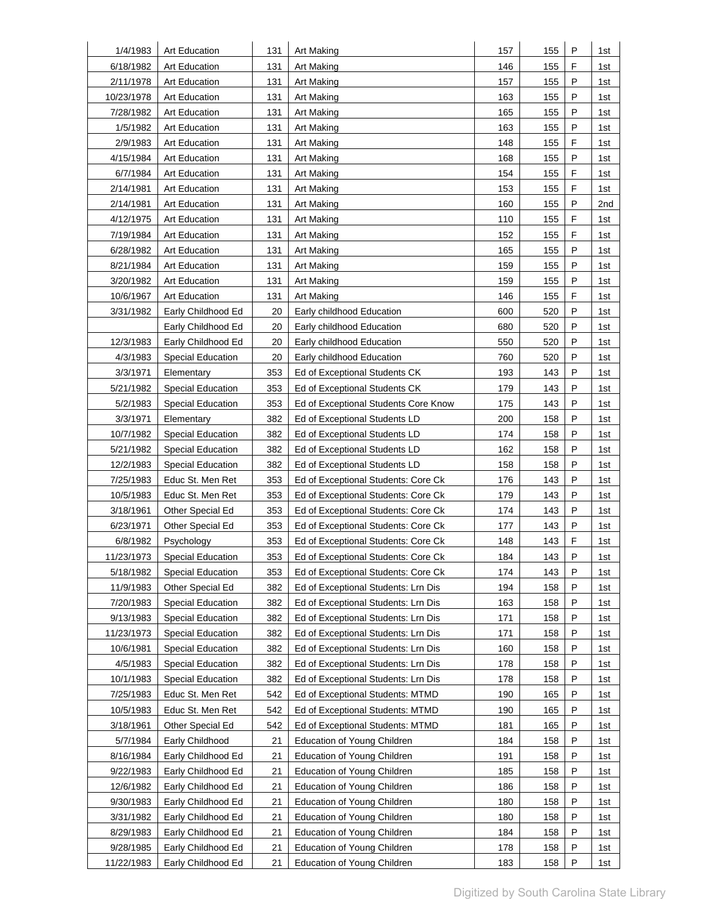| | | | | | | | |
|---|---|---|---|---|---|---|---|
| 1/4/1983 | Art Education | 131 | Art Making | 157 | 155 | P | 1st |
| 6/18/1982 | Art Education | 131 | Art Making | 146 | 155 | F | 1st |
| 2/11/1978 | Art Education | 131 | Art Making | 157 | 155 | P | 1st |
| 10/23/1978 | Art Education | 131 | Art Making | 163 | 155 | P | 1st |
| 7/28/1982 | Art Education | 131 | Art Making | 165 | 155 | P | 1st |
| 1/5/1982 | Art Education | 131 | Art Making | 163 | 155 | P | 1st |
| 2/9/1983 | Art Education | 131 | Art Making | 148 | 155 | F | 1st |
| 4/15/1984 | Art Education | 131 | Art Making | 168 | 155 | P | 1st |
| 6/7/1984 | Art Education | 131 | Art Making | 154 | 155 | F | 1st |
| 2/14/1981 | Art Education | 131 | Art Making | 153 | 155 | F | 1st |
| 2/14/1981 | Art Education | 131 | Art Making | 160 | 155 | P | 2nd |
| 4/12/1975 | Art Education | 131 | Art Making | 110 | 155 | F | 1st |
| 7/19/1984 | Art Education | 131 | Art Making | 152 | 155 | F | 1st |
| 6/28/1982 | Art Education | 131 | Art Making | 165 | 155 | P | 1st |
| 8/21/1984 | Art Education | 131 | Art Making | 159 | 155 | P | 1st |
| 3/20/1982 | Art Education | 131 | Art Making | 159 | 155 | P | 1st |
| 10/6/1967 | Art Education | 131 | Art Making | 146 | 155 | F | 1st |
| 3/31/1982 | Early Childhood Ed | 20 | Early childhood Education | 600 | 520 | P | 1st |
| | Early Childhood Ed | 20 | Early childhood Education | 680 | 520 | P | 1st |
| 12/3/1983 | Early Childhood Ed | 20 | Early childhood Education | 550 | 520 | P | 1st |
| 4/3/1983 | Special Education | 20 | Early childhood Education | 760 | 520 | P | 1st |
| 3/3/1971 | Elementary | 353 | Ed of Exceptional Students CK | 193 | 143 | P | 1st |
| 5/21/1982 | Special Education | 353 | Ed of Exceptional Students CK | 179 | 143 | P | 1st |
| 5/2/1983 | Special Education | 353 | Ed of Exceptional Students Core Know | 175 | 143 | P | 1st |
| 3/3/1971 | Elementary | 382 | Ed of Exceptional Students LD | 200 | 158 | P | 1st |
| 10/7/1982 | Special Education | 382 | Ed of Exceptional Students LD | 174 | 158 | P | 1st |
| 5/21/1982 | Special Education | 382 | Ed of Exceptional Students LD | 162 | 158 | P | 1st |
| 12/2/1983 | Special Education | 382 | Ed of Exceptional Students LD | 158 | 158 | P | 1st |
| 7/25/1983 | Educ St. Men Ret | 353 | Ed of Exceptional Students: Core Ck | 176 | 143 | P | 1st |
| 10/5/1983 | Educ St. Men Ret | 353 | Ed of Exceptional Students: Core Ck | 179 | 143 | P | 1st |
| 3/18/1961 | Other Special Ed | 353 | Ed of Exceptional Students: Core Ck | 174 | 143 | P | 1st |
| 6/23/1971 | Other Special Ed | 353 | Ed of Exceptional Students: Core Ck | 177 | 143 | P | 1st |
| 6/8/1982 | Psychology | 353 | Ed of Exceptional Students: Core Ck | 148 | 143 | F | 1st |
| 11/23/1973 | Special Education | 353 | Ed of Exceptional Students: Core Ck | 184 | 143 | P | 1st |
| 5/18/1982 | Special Education | 353 | Ed of Exceptional Students: Core Ck | 174 | 143 | P | 1st |
| 11/9/1983 | Other Special Ed | 382 | Ed of Exceptional Students: Lrn Dis | 194 | 158 | P | 1st |
| 7/20/1983 | Special Education | 382 | Ed of Exceptional Students: Lrn Dis | 163 | 158 | P | 1st |
| 9/13/1983 | Special Education | 382 | Ed of Exceptional Students: Lrn Dis | 171 | 158 | P | 1st |
| 11/23/1973 | Special Education | 382 | Ed of Exceptional Students: Lrn Dis | 171 | 158 | P | 1st |
| 10/6/1981 | Special Education | 382 | Ed of Exceptional Students: Lrn Dis | 160 | 158 | P | 1st |
| 4/5/1983 | Special Education | 382 | Ed of Exceptional Students: Lrn Dis | 178 | 158 | P | 1st |
| 10/1/1983 | Special Education | 382 | Ed of Exceptional Students: Lrn Dis | 178 | 158 | P | 1st |
| 7/25/1983 | Educ St. Men Ret | 542 | Ed of Exceptional Students: MTMD | 190 | 165 | P | 1st |
| 10/5/1983 | Educ St. Men Ret | 542 | Ed of Exceptional Students: MTMD | 190 | 165 | P | 1st |
| 3/18/1961 | Other Special Ed | 542 | Ed of Exceptional Students: MTMD | 181 | 165 | P | 1st |
| 5/7/1984 | Early Childhood | 21 | Education of Young Children | 184 | 158 | P | 1st |
| 8/16/1984 | Early Childhood Ed | 21 | Education of Young Children | 191 | 158 | P | 1st |
| 9/22/1983 | Early Childhood Ed | 21 | Education of Young Children | 185 | 158 | P | 1st |
| 12/6/1982 | Early Childhood Ed | 21 | Education of Young Children | 186 | 158 | P | 1st |
| 9/30/1983 | Early Childhood Ed | 21 | Education of Young Children | 180 | 158 | P | 1st |
| 3/31/1982 | Early Childhood Ed | 21 | Education of Young Children | 180 | 158 | P | 1st |
| 8/29/1983 | Early Childhood Ed | 21 | Education of Young Children | 184 | 158 | P | 1st |
| 9/28/1985 | Early Childhood Ed | 21 | Education of Young Children | 178 | 158 | P | 1st |
| 11/22/1983 | Early Childhood Ed | 21 | Education of Young Children | 183 | 158 | P | 1st |

Digitized by South Carolina State Library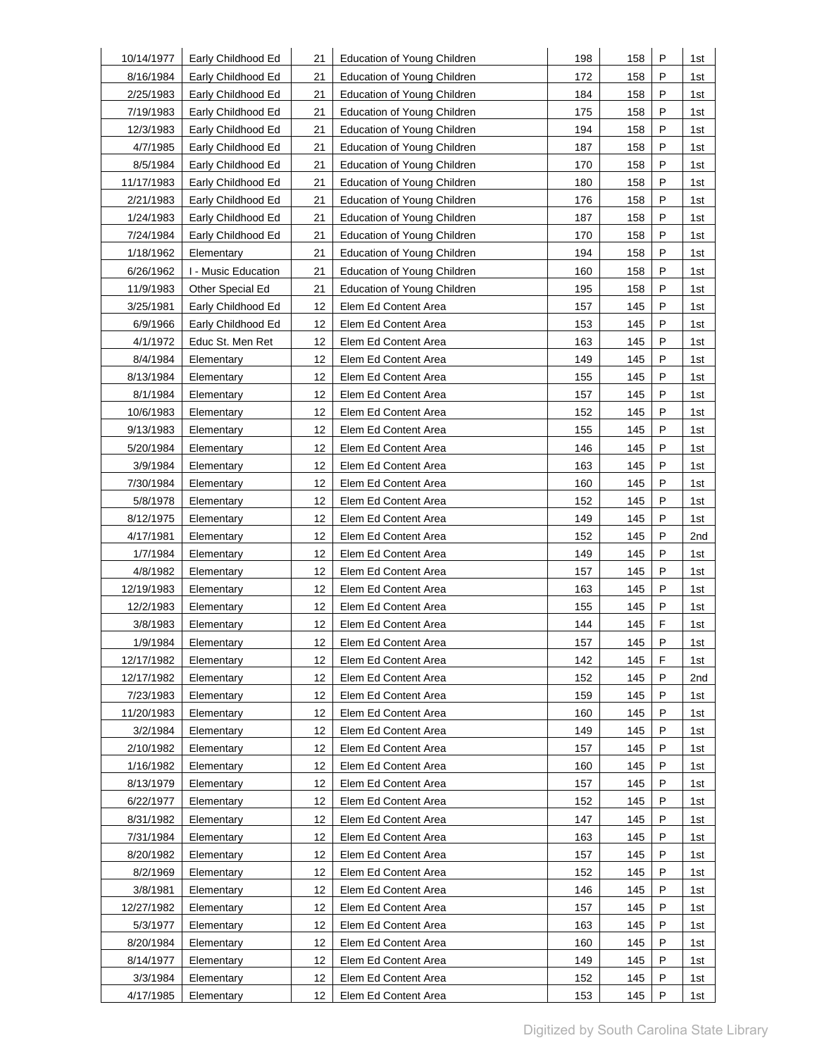| | | | | | | | |
|---|---|---|---|---|---|---|---|
| 10/14/1977 | Early Childhood Ed | 21 | Education of Young Children | 198 | 158 | P | 1st |
| 8/16/1984 | Early Childhood Ed | 21 | Education of Young Children | 172 | 158 | P | 1st |
| 2/25/1983 | Early Childhood Ed | 21 | Education of Young Children | 184 | 158 | P | 1st |
| 7/19/1983 | Early Childhood Ed | 21 | Education of Young Children | 175 | 158 | P | 1st |
| 12/3/1983 | Early Childhood Ed | 21 | Education of Young Children | 194 | 158 | P | 1st |
| 4/7/1985 | Early Childhood Ed | 21 | Education of Young Children | 187 | 158 | P | 1st |
| 8/5/1984 | Early Childhood Ed | 21 | Education of Young Children | 170 | 158 | P | 1st |
| 11/17/1983 | Early Childhood Ed | 21 | Education of Young Children | 180 | 158 | P | 1st |
| 2/21/1983 | Early Childhood Ed | 21 | Education of Young Children | 176 | 158 | P | 1st |
| 1/24/1983 | Early Childhood Ed | 21 | Education of Young Children | 187 | 158 | P | 1st |
| 7/24/1984 | Early Childhood Ed | 21 | Education of Young Children | 170 | 158 | P | 1st |
| 1/18/1962 | Elementary | 21 | Education of Young Children | 194 | 158 | P | 1st |
| 6/26/1962 | I - Music Education | 21 | Education of Young Children | 160 | 158 | P | 1st |
| 11/9/1983 | Other Special Ed | 21 | Education of Young Children | 195 | 158 | P | 1st |
| 3/25/1981 | Early Childhood Ed | 12 | Elem Ed Content Area | 157 | 145 | P | 1st |
| 6/9/1966 | Early Childhood Ed | 12 | Elem Ed Content Area | 153 | 145 | P | 1st |
| 4/1/1972 | Educ St. Men Ret | 12 | Elem Ed Content Area | 163 | 145 | P | 1st |
| 8/4/1984 | Elementary | 12 | Elem Ed Content Area | 149 | 145 | P | 1st |
| 8/13/1984 | Elementary | 12 | Elem Ed Content Area | 155 | 145 | P | 1st |
| 8/1/1984 | Elementary | 12 | Elem Ed Content Area | 157 | 145 | P | 1st |
| 10/6/1983 | Elementary | 12 | Elem Ed Content Area | 152 | 145 | P | 1st |
| 9/13/1983 | Elementary | 12 | Elem Ed Content Area | 155 | 145 | P | 1st |
| 5/20/1984 | Elementary | 12 | Elem Ed Content Area | 146 | 145 | P | 1st |
| 3/9/1984 | Elementary | 12 | Elem Ed Content Area | 163 | 145 | P | 1st |
| 7/30/1984 | Elementary | 12 | Elem Ed Content Area | 160 | 145 | P | 1st |
| 5/8/1978 | Elementary | 12 | Elem Ed Content Area | 152 | 145 | P | 1st |
| 8/12/1975 | Elementary | 12 | Elem Ed Content Area | 149 | 145 | P | 1st |
| 4/17/1981 | Elementary | 12 | Elem Ed Content Area | 152 | 145 | P | 2nd |
| 1/7/1984 | Elementary | 12 | Elem Ed Content Area | 149 | 145 | P | 1st |
| 4/8/1982 | Elementary | 12 | Elem Ed Content Area | 157 | 145 | P | 1st |
| 12/19/1983 | Elementary | 12 | Elem Ed Content Area | 163 | 145 | P | 1st |
| 12/2/1983 | Elementary | 12 | Elem Ed Content Area | 155 | 145 | P | 1st |
| 3/8/1983 | Elementary | 12 | Elem Ed Content Area | 144 | 145 | F | 1st |
| 1/9/1984 | Elementary | 12 | Elem Ed Content Area | 157 | 145 | P | 1st |
| 12/17/1982 | Elementary | 12 | Elem Ed Content Area | 142 | 145 | F | 1st |
| 12/17/1982 | Elementary | 12 | Elem Ed Content Area | 152 | 145 | P | 2nd |
| 7/23/1983 | Elementary | 12 | Elem Ed Content Area | 159 | 145 | P | 1st |
| 11/20/1983 | Elementary | 12 | Elem Ed Content Area | 160 | 145 | P | 1st |
| 3/2/1984 | Elementary | 12 | Elem Ed Content Area | 149 | 145 | P | 1st |
| 2/10/1982 | Elementary | 12 | Elem Ed Content Area | 157 | 145 | P | 1st |
| 1/16/1982 | Elementary | 12 | Elem Ed Content Area | 160 | 145 | P | 1st |
| 8/13/1979 | Elementary | 12 | Elem Ed Content Area | 157 | 145 | P | 1st |
| 6/22/1977 | Elementary | 12 | Elem Ed Content Area | 152 | 145 | P | 1st |
| 8/31/1982 | Elementary | 12 | Elem Ed Content Area | 147 | 145 | P | 1st |
| 7/31/1984 | Elementary | 12 | Elem Ed Content Area | 163 | 145 | P | 1st |
| 8/20/1982 | Elementary | 12 | Elem Ed Content Area | 157 | 145 | P | 1st |
| 8/2/1969 | Elementary | 12 | Elem Ed Content Area | 152 | 145 | P | 1st |
| 3/8/1981 | Elementary | 12 | Elem Ed Content Area | 146 | 145 | P | 1st |
| 12/27/1982 | Elementary | 12 | Elem Ed Content Area | 157 | 145 | P | 1st |
| 5/3/1977 | Elementary | 12 | Elem Ed Content Area | 163 | 145 | P | 1st |
| 8/20/1984 | Elementary | 12 | Elem Ed Content Area | 160 | 145 | P | 1st |
| 8/14/1977 | Elementary | 12 | Elem Ed Content Area | 149 | 145 | P | 1st |
| 3/3/1984 | Elementary | 12 | Elem Ed Content Area | 152 | 145 | P | 1st |
| 4/17/1985 | Elementary | 12 | Elem Ed Content Area | 153 | 145 | P | 1st |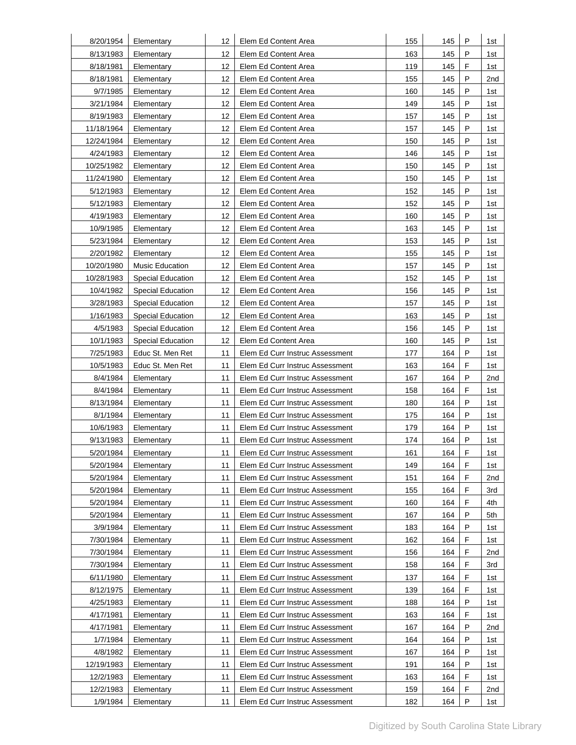| | | | | | | | |
|---|---|---|---|---|---|---|---|
| 8/20/1954 | Elementary | 12 | Elem Ed Content Area | 155 | 145 | P | 1st |
| 8/13/1983 | Elementary | 12 | Elem Ed Content Area | 163 | 145 | P | 1st |
| 8/18/1981 | Elementary | 12 | Elem Ed Content Area | 119 | 145 | F | 1st |
| 8/18/1981 | Elementary | 12 | Elem Ed Content Area | 155 | 145 | P | 2nd |
| 9/7/1985 | Elementary | 12 | Elem Ed Content Area | 160 | 145 | P | 1st |
| 3/21/1984 | Elementary | 12 | Elem Ed Content Area | 149 | 145 | P | 1st |
| 8/19/1983 | Elementary | 12 | Elem Ed Content Area | 157 | 145 | P | 1st |
| 11/18/1964 | Elementary | 12 | Elem Ed Content Area | 157 | 145 | P | 1st |
| 12/24/1984 | Elementary | 12 | Elem Ed Content Area | 150 | 145 | P | 1st |
| 4/24/1983 | Elementary | 12 | Elem Ed Content Area | 146 | 145 | P | 1st |
| 10/25/1982 | Elementary | 12 | Elem Ed Content Area | 150 | 145 | P | 1st |
| 11/24/1980 | Elementary | 12 | Elem Ed Content Area | 150 | 145 | P | 1st |
| 5/12/1983 | Elementary | 12 | Elem Ed Content Area | 152 | 145 | P | 1st |
| 5/12/1983 | Elementary | 12 | Elem Ed Content Area | 152 | 145 | P | 1st |
| 4/19/1983 | Elementary | 12 | Elem Ed Content Area | 160 | 145 | P | 1st |
| 10/9/1985 | Elementary | 12 | Elem Ed Content Area | 163 | 145 | P | 1st |
| 5/23/1984 | Elementary | 12 | Elem Ed Content Area | 153 | 145 | P | 1st |
| 2/20/1982 | Elementary | 12 | Elem Ed Content Area | 155 | 145 | P | 1st |
| 10/20/1980 | Music Education | 12 | Elem Ed Content Area | 157 | 145 | P | 1st |
| 10/28/1983 | Special Education | 12 | Elem Ed Content Area | 152 | 145 | P | 1st |
| 10/4/1982 | Special Education | 12 | Elem Ed Content Area | 156 | 145 | P | 1st |
| 3/28/1983 | Special Education | 12 | Elem Ed Content Area | 157 | 145 | P | 1st |
| 1/16/1983 | Special Education | 12 | Elem Ed Content Area | 163 | 145 | P | 1st |
| 4/5/1983 | Special Education | 12 | Elem Ed Content Area | 156 | 145 | P | 1st |
| 10/1/1983 | Special Education | 12 | Elem Ed Content Area | 160 | 145 | P | 1st |
| 7/25/1983 | Educ St. Men Ret | 11 | Elem Ed Curr Instruc Assessment | 177 | 164 | P | 1st |
| 10/5/1983 | Educ St. Men Ret | 11 | Elem Ed Curr Instruc Assessment | 163 | 164 | F | 1st |
| 8/4/1984 | Elementary | 11 | Elem Ed Curr Instruc Assessment | 167 | 164 | P | 2nd |
| 8/4/1984 | Elementary | 11 | Elem Ed Curr Instruc Assessment | 158 | 164 | F | 1st |
| 8/13/1984 | Elementary | 11 | Elem Ed Curr Instruc Assessment | 180 | 164 | P | 1st |
| 8/1/1984 | Elementary | 11 | Elem Ed Curr Instruc Assessment | 175 | 164 | P | 1st |
| 10/6/1983 | Elementary | 11 | Elem Ed Curr Instruc Assessment | 179 | 164 | P | 1st |
| 9/13/1983 | Elementary | 11 | Elem Ed Curr Instruc Assessment | 174 | 164 | P | 1st |
| 5/20/1984 | Elementary | 11 | Elem Ed Curr Instruc Assessment | 161 | 164 | F | 1st |
| 5/20/1984 | Elementary | 11 | Elem Ed Curr Instruc Assessment | 149 | 164 | F | 1st |
| 5/20/1984 | Elementary | 11 | Elem Ed Curr Instruc Assessment | 151 | 164 | F | 2nd |
| 5/20/1984 | Elementary | 11 | Elem Ed Curr Instruc Assessment | 155 | 164 | F | 3rd |
| 5/20/1984 | Elementary | 11 | Elem Ed Curr Instruc Assessment | 160 | 164 | F | 4th |
| 5/20/1984 | Elementary | 11 | Elem Ed Curr Instruc Assessment | 167 | 164 | P | 5th |
| 3/9/1984 | Elementary | 11 | Elem Ed Curr Instruc Assessment | 183 | 164 | P | 1st |
| 7/30/1984 | Elementary | 11 | Elem Ed Curr Instruc Assessment | 162 | 164 | F | 1st |
| 7/30/1984 | Elementary | 11 | Elem Ed Curr Instruc Assessment | 156 | 164 | F | 2nd |
| 7/30/1984 | Elementary | 11 | Elem Ed Curr Instruc Assessment | 158 | 164 | F | 3rd |
| 6/11/1980 | Elementary | 11 | Elem Ed Curr Instruc Assessment | 137 | 164 | F | 1st |
| 8/12/1975 | Elementary | 11 | Elem Ed Curr Instruc Assessment | 139 | 164 | F | 1st |
| 4/25/1983 | Elementary | 11 | Elem Ed Curr Instruc Assessment | 188 | 164 | P | 1st |
| 4/17/1981 | Elementary | 11 | Elem Ed Curr Instruc Assessment | 163 | 164 | F | 1st |
| 4/17/1981 | Elementary | 11 | Elem Ed Curr Instruc Assessment | 167 | 164 | P | 2nd |
| 1/7/1984 | Elementary | 11 | Elem Ed Curr Instruc Assessment | 164 | 164 | P | 1st |
| 4/8/1982 | Elementary | 11 | Elem Ed Curr Instruc Assessment | 167 | 164 | P | 1st |
| 12/19/1983 | Elementary | 11 | Elem Ed Curr Instruc Assessment | 191 | 164 | P | 1st |
| 12/2/1983 | Elementary | 11 | Elem Ed Curr Instruc Assessment | 163 | 164 | F | 1st |
| 12/2/1983 | Elementary | 11 | Elem Ed Curr Instruc Assessment | 159 | 164 | F | 2nd |
| 1/9/1984 | Elementary | 11 | Elem Ed Curr Instruc Assessment | 182 | 164 | P | 1st |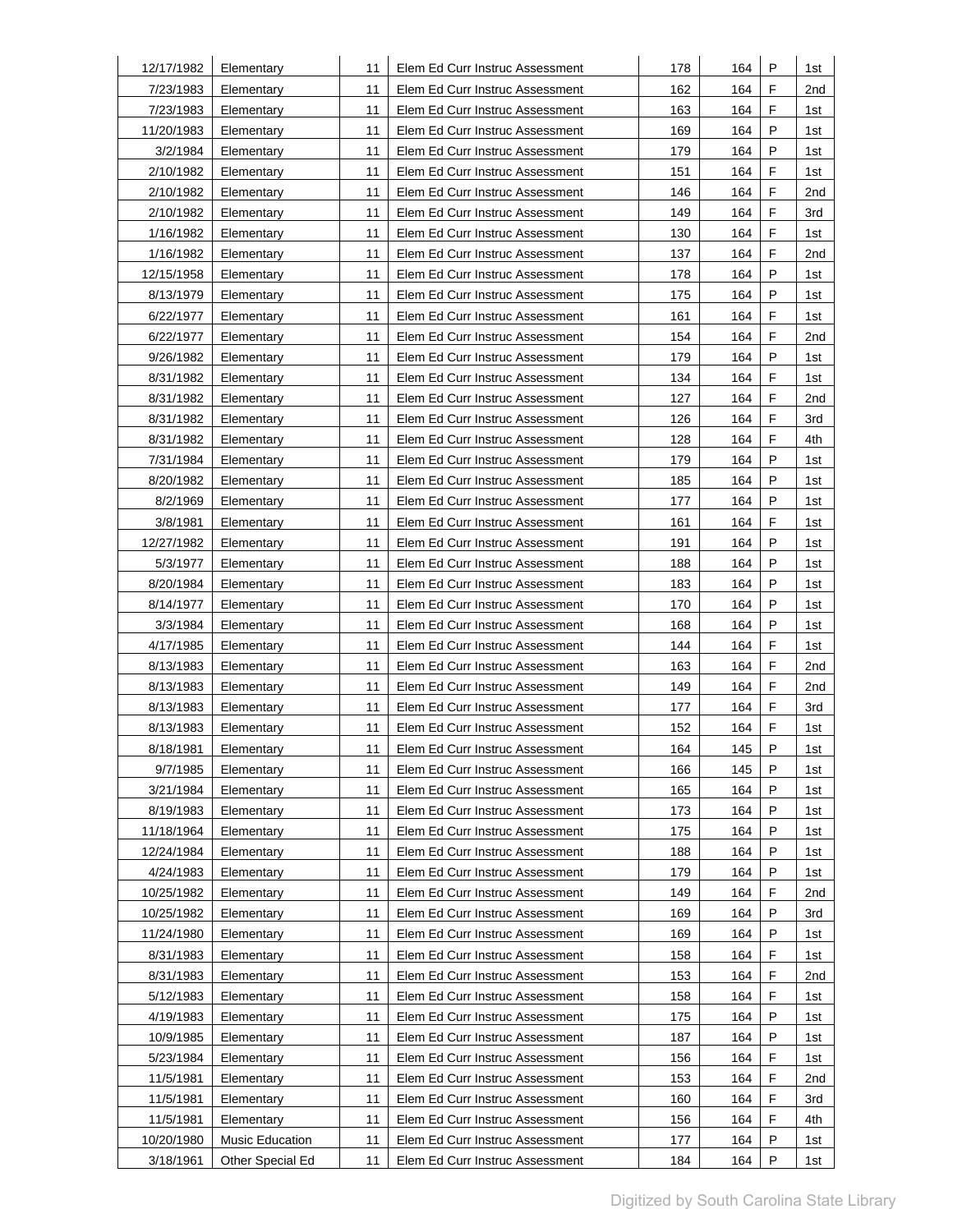| | | | | | | | |
|---|---|---|---|---|---|---|---|
| 12/17/1982 | Elementary | 11 | Elem Ed Curr Instruc Assessment | 178 | 164 | P | 1st |
| 7/23/1983 | Elementary | 11 | Elem Ed Curr Instruc Assessment | 162 | 164 | F | 2nd |
| 7/23/1983 | Elementary | 11 | Elem Ed Curr Instruc Assessment | 163 | 164 | F | 1st |
| 11/20/1983 | Elementary | 11 | Elem Ed Curr Instruc Assessment | 169 | 164 | P | 1st |
| 3/2/1984 | Elementary | 11 | Elem Ed Curr Instruc Assessment | 179 | 164 | P | 1st |
| 2/10/1982 | Elementary | 11 | Elem Ed Curr Instruc Assessment | 151 | 164 | F | 1st |
| 2/10/1982 | Elementary | 11 | Elem Ed Curr Instruc Assessment | 146 | 164 | F | 2nd |
| 2/10/1982 | Elementary | 11 | Elem Ed Curr Instruc Assessment | 149 | 164 | F | 3rd |
| 1/16/1982 | Elementary | 11 | Elem Ed Curr Instruc Assessment | 130 | 164 | F | 1st |
| 1/16/1982 | Elementary | 11 | Elem Ed Curr Instruc Assessment | 137 | 164 | F | 2nd |
| 12/15/1958 | Elementary | 11 | Elem Ed Curr Instruc Assessment | 178 | 164 | P | 1st |
| 8/13/1979 | Elementary | 11 | Elem Ed Curr Instruc Assessment | 175 | 164 | P | 1st |
| 6/22/1977 | Elementary | 11 | Elem Ed Curr Instruc Assessment | 161 | 164 | F | 1st |
| 6/22/1977 | Elementary | 11 | Elem Ed Curr Instruc Assessment | 154 | 164 | F | 2nd |
| 9/26/1982 | Elementary | 11 | Elem Ed Curr Instruc Assessment | 179 | 164 | P | 1st |
| 8/31/1982 | Elementary | 11 | Elem Ed Curr Instruc Assessment | 134 | 164 | F | 1st |
| 8/31/1982 | Elementary | 11 | Elem Ed Curr Instruc Assessment | 127 | 164 | F | 2nd |
| 8/31/1982 | Elementary | 11 | Elem Ed Curr Instruc Assessment | 126 | 164 | F | 3rd |
| 8/31/1982 | Elementary | 11 | Elem Ed Curr Instruc Assessment | 128 | 164 | F | 4th |
| 7/31/1984 | Elementary | 11 | Elem Ed Curr Instruc Assessment | 179 | 164 | P | 1st |
| 8/20/1982 | Elementary | 11 | Elem Ed Curr Instruc Assessment | 185 | 164 | P | 1st |
| 8/2/1969 | Elementary | 11 | Elem Ed Curr Instruc Assessment | 177 | 164 | P | 1st |
| 3/8/1981 | Elementary | 11 | Elem Ed Curr Instruc Assessment | 161 | 164 | F | 1st |
| 12/27/1982 | Elementary | 11 | Elem Ed Curr Instruc Assessment | 191 | 164 | P | 1st |
| 5/3/1977 | Elementary | 11 | Elem Ed Curr Instruc Assessment | 188 | 164 | P | 1st |
| 8/20/1984 | Elementary | 11 | Elem Ed Curr Instruc Assessment | 183 | 164 | P | 1st |
| 8/14/1977 | Elementary | 11 | Elem Ed Curr Instruc Assessment | 170 | 164 | P | 1st |
| 3/3/1984 | Elementary | 11 | Elem Ed Curr Instruc Assessment | 168 | 164 | P | 1st |
| 4/17/1985 | Elementary | 11 | Elem Ed Curr Instruc Assessment | 144 | 164 | F | 1st |
| 8/13/1983 | Elementary | 11 | Elem Ed Curr Instruc Assessment | 163 | 164 | F | 2nd |
| 8/13/1983 | Elementary | 11 | Elem Ed Curr Instruc Assessment | 149 | 164 | F | 2nd |
| 8/13/1983 | Elementary | 11 | Elem Ed Curr Instruc Assessment | 177 | 164 | F | 3rd |
| 8/13/1983 | Elementary | 11 | Elem Ed Curr Instruc Assessment | 152 | 164 | F | 1st |
| 8/18/1981 | Elementary | 11 | Elem Ed Curr Instruc Assessment | 164 | 145 | P | 1st |
| 9/7/1985 | Elementary | 11 | Elem Ed Curr Instruc Assessment | 166 | 145 | P | 1st |
| 3/21/1984 | Elementary | 11 | Elem Ed Curr Instruc Assessment | 165 | 164 | P | 1st |
| 8/19/1983 | Elementary | 11 | Elem Ed Curr Instruc Assessment | 173 | 164 | P | 1st |
| 11/18/1964 | Elementary | 11 | Elem Ed Curr Instruc Assessment | 175 | 164 | P | 1st |
| 12/24/1984 | Elementary | 11 | Elem Ed Curr Instruc Assessment | 188 | 164 | P | 1st |
| 4/24/1983 | Elementary | 11 | Elem Ed Curr Instruc Assessment | 179 | 164 | P | 1st |
| 10/25/1982 | Elementary | 11 | Elem Ed Curr Instruc Assessment | 149 | 164 | F | 2nd |
| 10/25/1982 | Elementary | 11 | Elem Ed Curr Instruc Assessment | 169 | 164 | P | 3rd |
| 11/24/1980 | Elementary | 11 | Elem Ed Curr Instruc Assessment | 169 | 164 | P | 1st |
| 8/31/1983 | Elementary | 11 | Elem Ed Curr Instruc Assessment | 158 | 164 | F | 1st |
| 8/31/1983 | Elementary | 11 | Elem Ed Curr Instruc Assessment | 153 | 164 | F | 2nd |
| 5/12/1983 | Elementary | 11 | Elem Ed Curr Instruc Assessment | 158 | 164 | F | 1st |
| 4/19/1983 | Elementary | 11 | Elem Ed Curr Instruc Assessment | 175 | 164 | P | 1st |
| 10/9/1985 | Elementary | 11 | Elem Ed Curr Instruc Assessment | 187 | 164 | P | 1st |
| 5/23/1984 | Elementary | 11 | Elem Ed Curr Instruc Assessment | 156 | 164 | F | 1st |
| 11/5/1981 | Elementary | 11 | Elem Ed Curr Instruc Assessment | 153 | 164 | F | 2nd |
| 11/5/1981 | Elementary | 11 | Elem Ed Curr Instruc Assessment | 160 | 164 | F | 3rd |
| 11/5/1981 | Elementary | 11 | Elem Ed Curr Instruc Assessment | 156 | 164 | F | 4th |
| 10/20/1980 | Music Education | 11 | Elem Ed Curr Instruc Assessment | 177 | 164 | P | 1st |
| 3/18/1961 | Other Special Ed | 11 | Elem Ed Curr Instruc Assessment | 184 | 164 | P | 1st |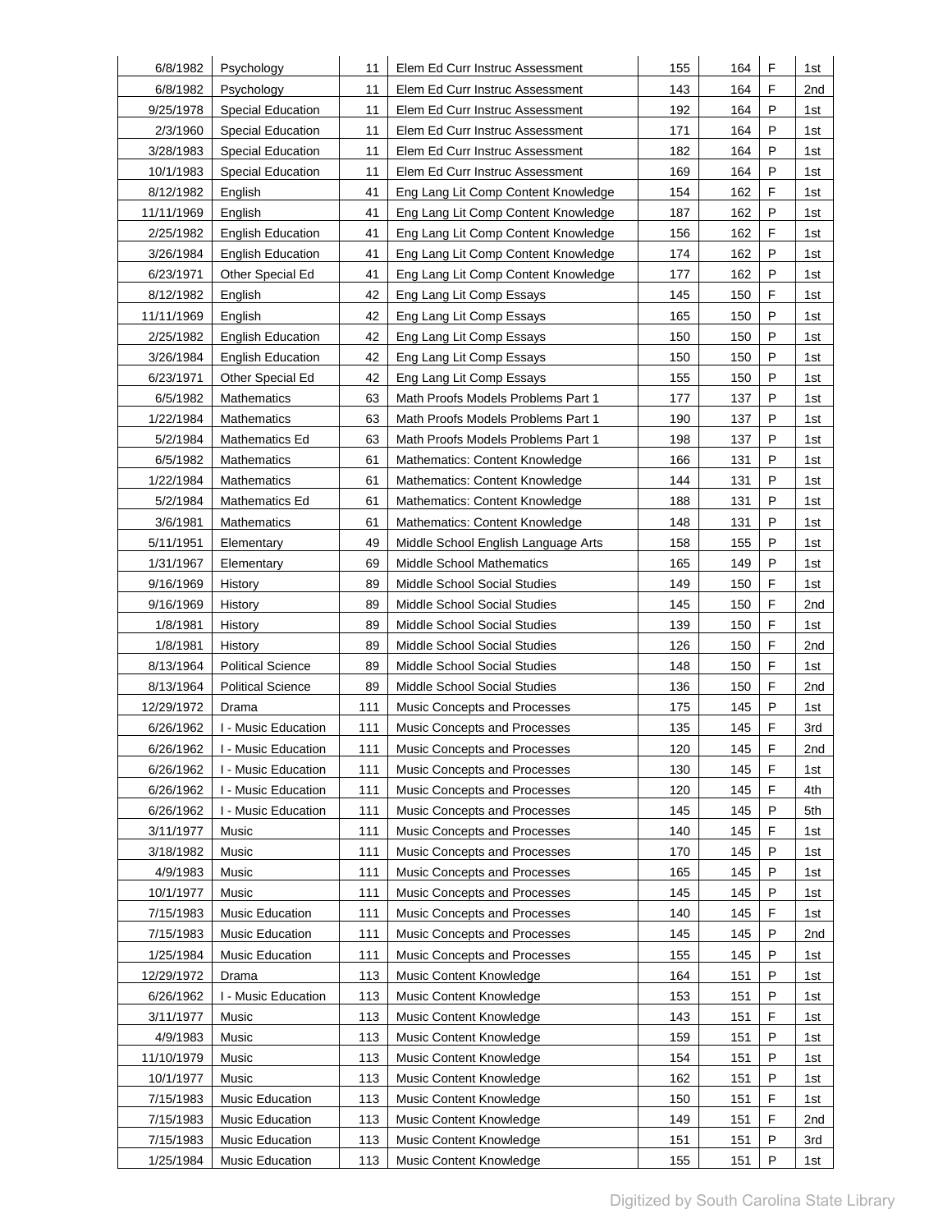| | | | | | | | |
|---|---|---|---|---|---|---|---|
| 6/8/1982 | Psychology | 11 | Elem Ed Curr Instruc Assessment | 155 | 164 | F | 1st |
| 6/8/1982 | Psychology | 11 | Elem Ed Curr Instruc Assessment | 143 | 164 | F | 2nd |
| 9/25/1978 | Special Education | 11 | Elem Ed Curr Instruc Assessment | 192 | 164 | P | 1st |
| 2/3/1960 | Special Education | 11 | Elem Ed Curr Instruc Assessment | 171 | 164 | P | 1st |
| 3/28/1983 | Special Education | 11 | Elem Ed Curr Instruc Assessment | 182 | 164 | P | 1st |
| 10/1/1983 | Special Education | 11 | Elem Ed Curr Instruc Assessment | 169 | 164 | P | 1st |
| 8/12/1982 | English | 41 | Eng Lang Lit Comp Content Knowledge | 154 | 162 | F | 1st |
| 11/11/1969 | English | 41 | Eng Lang Lit Comp Content Knowledge | 187 | 162 | P | 1st |
| 2/25/1982 | English Education | 41 | Eng Lang Lit Comp Content Knowledge | 156 | 162 | F | 1st |
| 3/26/1984 | English Education | 41 | Eng Lang Lit Comp Content Knowledge | 174 | 162 | P | 1st |
| 6/23/1971 | Other Special Ed | 41 | Eng Lang Lit Comp Content Knowledge | 177 | 162 | P | 1st |
| 8/12/1982 | English | 42 | Eng Lang Lit Comp Essays | 145 | 150 | F | 1st |
| 11/11/1969 | English | 42 | Eng Lang Lit Comp Essays | 165 | 150 | P | 1st |
| 2/25/1982 | English Education | 42 | Eng Lang Lit Comp Essays | 150 | 150 | P | 1st |
| 3/26/1984 | English Education | 42 | Eng Lang Lit Comp Essays | 150 | 150 | P | 1st |
| 6/23/1971 | Other Special Ed | 42 | Eng Lang Lit Comp Essays | 155 | 150 | P | 1st |
| 6/5/1982 | Mathematics | 63 | Math Proofs Models Problems Part 1 | 177 | 137 | P | 1st |
| 1/22/1984 | Mathematics | 63 | Math Proofs Models Problems Part 1 | 190 | 137 | P | 1st |
| 5/2/1984 | Mathematics Ed | 63 | Math Proofs Models Problems Part 1 | 198 | 137 | P | 1st |
| 6/5/1982 | Mathematics | 61 | Mathematics: Content Knowledge | 166 | 131 | P | 1st |
| 1/22/1984 | Mathematics | 61 | Mathematics: Content Knowledge | 144 | 131 | P | 1st |
| 5/2/1984 | Mathematics Ed | 61 | Mathematics: Content Knowledge | 188 | 131 | P | 1st |
| 3/6/1981 | Mathematics | 61 | Mathematics: Content Knowledge | 148 | 131 | P | 1st |
| 5/11/1951 | Elementary | 49 | Middle School English Language Arts | 158 | 155 | P | 1st |
| 1/31/1967 | Elementary | 69 | Middle School Mathematics | 165 | 149 | P | 1st |
| 9/16/1969 | History | 89 | Middle School Social Studies | 149 | 150 | F | 1st |
| 9/16/1969 | History | 89 | Middle School Social Studies | 145 | 150 | F | 2nd |
| 1/8/1981 | History | 89 | Middle School Social Studies | 139 | 150 | F | 1st |
| 1/8/1981 | History | 89 | Middle School Social Studies | 126 | 150 | F | 2nd |
| 8/13/1964 | Political Science | 89 | Middle School Social Studies | 148 | 150 | F | 1st |
| 8/13/1964 | Political Science | 89 | Middle School Social Studies | 136 | 150 | F | 2nd |
| 12/29/1972 | Drama | 111 | Music Concepts and Processes | 175 | 145 | P | 1st |
| 6/26/1962 | I - Music Education | 111 | Music Concepts and Processes | 135 | 145 | F | 3rd |
| 6/26/1962 | I - Music Education | 111 | Music Concepts and Processes | 120 | 145 | F | 2nd |
| 6/26/1962 | I - Music Education | 111 | Music Concepts and Processes | 130 | 145 | F | 1st |
| 6/26/1962 | I - Music Education | 111 | Music Concepts and Processes | 120 | 145 | F | 4th |
| 6/26/1962 | I - Music Education | 111 | Music Concepts and Processes | 145 | 145 | P | 5th |
| 3/11/1977 | Music | 111 | Music Concepts and Processes | 140 | 145 | F | 1st |
| 3/18/1982 | Music | 111 | Music Concepts and Processes | 170 | 145 | P | 1st |
| 4/9/1983 | Music | 111 | Music Concepts and Processes | 165 | 145 | P | 1st |
| 10/1/1977 | Music | 111 | Music Concepts and Processes | 145 | 145 | P | 1st |
| 7/15/1983 | Music Education | 111 | Music Concepts and Processes | 140 | 145 | F | 1st |
| 7/15/1983 | Music Education | 111 | Music Concepts and Processes | 145 | 145 | P | 2nd |
| 1/25/1984 | Music Education | 111 | Music Concepts and Processes | 155 | 145 | P | 1st |
| 12/29/1972 | Drama | 113 | Music Content Knowledge | 164 | 151 | P | 1st |
| 6/26/1962 | I - Music Education | 113 | Music Content Knowledge | 153 | 151 | P | 1st |
| 3/11/1977 | Music | 113 | Music Content Knowledge | 143 | 151 | F | 1st |
| 4/9/1983 | Music | 113 | Music Content Knowledge | 159 | 151 | P | 1st |
| 11/10/1979 | Music | 113 | Music Content Knowledge | 154 | 151 | P | 1st |
| 10/1/1977 | Music | 113 | Music Content Knowledge | 162 | 151 | P | 1st |
| 7/15/1983 | Music Education | 113 | Music Content Knowledge | 150 | 151 | F | 1st |
| 7/15/1983 | Music Education | 113 | Music Content Knowledge | 149 | 151 | F | 2nd |
| 7/15/1983 | Music Education | 113 | Music Content Knowledge | 151 | 151 | P | 3rd |
| 1/25/1984 | Music Education | 113 | Music Content Knowledge | 155 | 151 | P | 1st |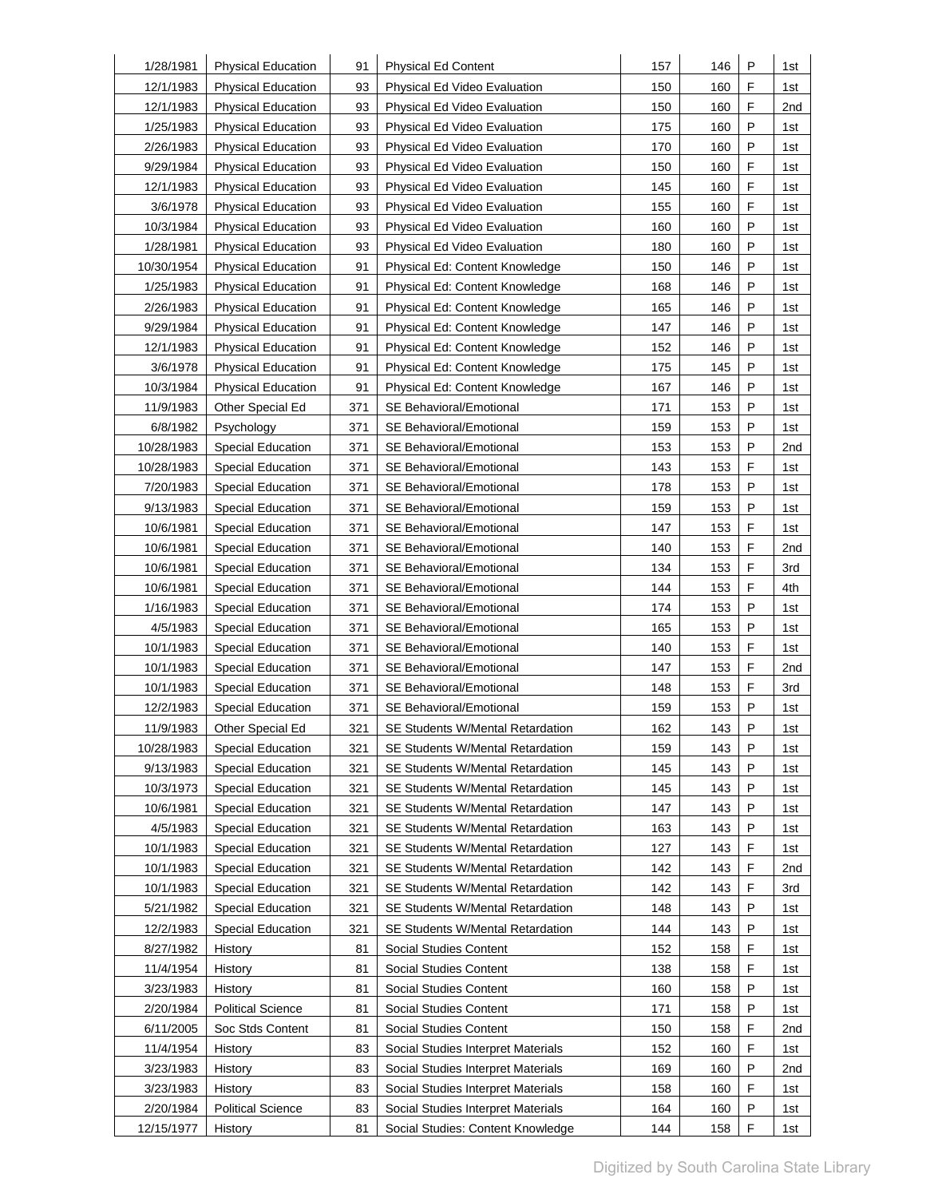| | | | | | | | |
|---|---|---|---|---|---|---|---|
| 1/28/1981 | Physical Education | 91 | Physical Ed Content | 157 | 146 | P | 1st |
| 12/1/1983 | Physical Education | 93 | Physical Ed Video Evaluation | 150 | 160 | F | 1st |
| 12/1/1983 | Physical Education | 93 | Physical Ed Video Evaluation | 150 | 160 | F | 2nd |
| 1/25/1983 | Physical Education | 93 | Physical Ed Video Evaluation | 175 | 160 | P | 1st |
| 2/26/1983 | Physical Education | 93 | Physical Ed Video Evaluation | 170 | 160 | P | 1st |
| 9/29/1984 | Physical Education | 93 | Physical Ed Video Evaluation | 150 | 160 | F | 1st |
| 12/1/1983 | Physical Education | 93 | Physical Ed Video Evaluation | 145 | 160 | F | 1st |
| 3/6/1978 | Physical Education | 93 | Physical Ed Video Evaluation | 155 | 160 | F | 1st |
| 10/3/1984 | Physical Education | 93 | Physical Ed Video Evaluation | 160 | 160 | P | 1st |
| 1/28/1981 | Physical Education | 93 | Physical Ed Video Evaluation | 180 | 160 | P | 1st |
| 10/30/1954 | Physical Education | 91 | Physical Ed: Content Knowledge | 150 | 146 | P | 1st |
| 1/25/1983 | Physical Education | 91 | Physical Ed: Content Knowledge | 168 | 146 | P | 1st |
| 2/26/1983 | Physical Education | 91 | Physical Ed: Content Knowledge | 165 | 146 | P | 1st |
| 9/29/1984 | Physical Education | 91 | Physical Ed: Content Knowledge | 147 | 146 | P | 1st |
| 12/1/1983 | Physical Education | 91 | Physical Ed: Content Knowledge | 152 | 146 | P | 1st |
| 3/6/1978 | Physical Education | 91 | Physical Ed: Content Knowledge | 175 | 145 | P | 1st |
| 10/3/1984 | Physical Education | 91 | Physical Ed: Content Knowledge | 167 | 146 | P | 1st |
| 11/9/1983 | Other Special Ed | 371 | SE Behavioral/Emotional | 171 | 153 | P | 1st |
| 6/8/1982 | Psychology | 371 | SE Behavioral/Emotional | 159 | 153 | P | 1st |
| 10/28/1983 | Special Education | 371 | SE Behavioral/Emotional | 153 | 153 | P | 2nd |
| 10/28/1983 | Special Education | 371 | SE Behavioral/Emotional | 143 | 153 | F | 1st |
| 7/20/1983 | Special Education | 371 | SE Behavioral/Emotional | 178 | 153 | P | 1st |
| 9/13/1983 | Special Education | 371 | SE Behavioral/Emotional | 159 | 153 | P | 1st |
| 10/6/1981 | Special Education | 371 | SE Behavioral/Emotional | 147 | 153 | F | 1st |
| 10/6/1981 | Special Education | 371 | SE Behavioral/Emotional | 140 | 153 | F | 2nd |
| 10/6/1981 | Special Education | 371 | SE Behavioral/Emotional | 134 | 153 | F | 3rd |
| 10/6/1981 | Special Education | 371 | SE Behavioral/Emotional | 144 | 153 | F | 4th |
| 1/16/1983 | Special Education | 371 | SE Behavioral/Emotional | 174 | 153 | P | 1st |
| 4/5/1983 | Special Education | 371 | SE Behavioral/Emotional | 165 | 153 | P | 1st |
| 10/1/1983 | Special Education | 371 | SE Behavioral/Emotional | 140 | 153 | F | 1st |
| 10/1/1983 | Special Education | 371 | SE Behavioral/Emotional | 147 | 153 | F | 2nd |
| 10/1/1983 | Special Education | 371 | SE Behavioral/Emotional | 148 | 153 | F | 3rd |
| 12/2/1983 | Special Education | 371 | SE Behavioral/Emotional | 159 | 153 | P | 1st |
| 11/9/1983 | Other Special Ed | 321 | SE Students W/Mental Retardation | 162 | 143 | P | 1st |
| 10/28/1983 | Special Education | 321 | SE Students W/Mental Retardation | 159 | 143 | P | 1st |
| 9/13/1983 | Special Education | 321 | SE Students W/Mental Retardation | 145 | 143 | P | 1st |
| 10/3/1973 | Special Education | 321 | SE Students W/Mental Retardation | 145 | 143 | P | 1st |
| 10/6/1981 | Special Education | 321 | SE Students W/Mental Retardation | 147 | 143 | P | 1st |
| 4/5/1983 | Special Education | 321 | SE Students W/Mental Retardation | 163 | 143 | P | 1st |
| 10/1/1983 | Special Education | 321 | SE Students W/Mental Retardation | 127 | 143 | F | 1st |
| 10/1/1983 | Special Education | 321 | SE Students W/Mental Retardation | 142 | 143 | F | 2nd |
| 10/1/1983 | Special Education | 321 | SE Students W/Mental Retardation | 142 | 143 | F | 3rd |
| 5/21/1982 | Special Education | 321 | SE Students W/Mental Retardation | 148 | 143 | P | 1st |
| 12/2/1983 | Special Education | 321 | SE Students W/Mental Retardation | 144 | 143 | P | 1st |
| 8/27/1982 | History | 81 | Social Studies Content | 152 | 158 | F | 1st |
| 11/4/1954 | History | 81 | Social Studies Content | 138 | 158 | F | 1st |
| 3/23/1983 | History | 81 | Social Studies Content | 160 | 158 | P | 1st |
| 2/20/1984 | Political Science | 81 | Social Studies Content | 171 | 158 | P | 1st |
| 6/11/2005 | Soc Stds Content | 81 | Social Studies Content | 150 | 158 | F | 2nd |
| 11/4/1954 | History | 83 | Social Studies Interpret Materials | 152 | 160 | F | 1st |
| 3/23/1983 | History | 83 | Social Studies Interpret Materials | 169 | 160 | P | 2nd |
| 3/23/1983 | History | 83 | Social Studies Interpret Materials | 158 | 160 | F | 1st |
| 2/20/1984 | Political Science | 83 | Social Studies Interpret Materials | 164 | 160 | P | 1st |
| 12/15/1977 | History | 81 | Social Studies: Content Knowledge | 144 | 158 | F | 1st |

Digitized by South Carolina State Library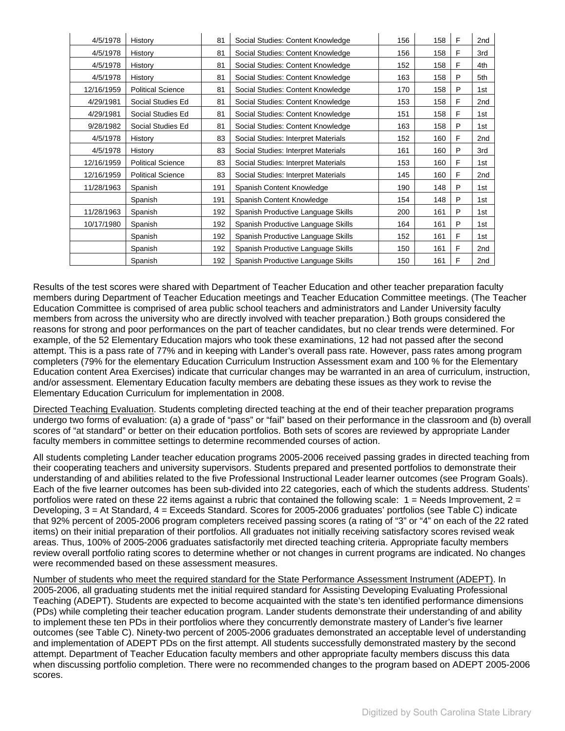| | | | | | | | |
|---|---|---|---|---|---|---|---|
| 4/5/1978 | History | 81 | Social Studies: Content Knowledge | 156 | 158 | F | 2nd |
| 4/5/1978 | History | 81 | Social Studies: Content Knowledge | 156 | 158 | F | 3rd |
| 4/5/1978 | History | 81 | Social Studies: Content Knowledge | 152 | 158 | F | 4th |
| 4/5/1978 | History | 81 | Social Studies: Content Knowledge | 163 | 158 | P | 5th |
| 12/16/1959 | Political Science | 81 | Social Studies: Content Knowledge | 170 | 158 | P | 1st |
| 4/29/1981 | Social Studies Ed | 81 | Social Studies: Content Knowledge | 153 | 158 | F | 2nd |
| 4/29/1981 | Social Studies Ed | 81 | Social Studies: Content Knowledge | 151 | 158 | F | 1st |
| 9/28/1982 | Social Studies Ed | 81 | Social Studies: Content Knowledge | 163 | 158 | P | 1st |
| 4/5/1978 | History | 83 | Social Studies: Interpret Materials | 152 | 160 | F | 2nd |
| 4/5/1978 | History | 83 | Social Studies: Interpret Materials | 161 | 160 | P | 3rd |
| 12/16/1959 | Political Science | 83 | Social Studies: Interpret Materials | 153 | 160 | F | 1st |
| 12/16/1959 | Political Science | 83 | Social Studies: Interpret Materials | 145 | 160 | F | 2nd |
| 11/28/1963 | Spanish | 191 | Spanish Content Knowledge | 190 | 148 | P | 1st |
| | Spanish | 191 | Spanish Content Knowledge | 154 | 148 | P | 1st |
| 11/28/1963 | Spanish | 192 | Spanish Productive Language Skills | 200 | 161 | P | 1st |
| 10/17/1980 | Spanish | 192 | Spanish Productive Language Skills | 164 | 161 | P | 1st |
| | Spanish | 192 | Spanish Productive Language Skills | 152 | 161 | F | 1st |
| | Spanish | 192 | Spanish Productive Language Skills | 150 | 161 | F | 2nd |
| | Spanish | 192 | Spanish Productive Language Skills | 150 | 161 | F | 2nd |

Results of the test scores were shared with Department of Teacher Education and other teacher preparation faculty members during Department of Teacher Education meetings and Teacher Education Committee meetings. (The Teacher Education Committee is comprised of area public school teachers and administrators and Lander University faculty members from across the university who are directly involved with teacher preparation.) Both groups considered the reasons for strong and poor performances on the part of teacher candidates, but no clear trends were determined. For example, of the 52 Elementary Education majors who took these examinations, 12 had not passed after the second attempt. This is a pass rate of 77% and in keeping with Lander's overall pass rate. However, pass rates among program completers (79% for the elementary Education Curriculum Instruction Assessment exam and 100 % for the Elementary Education content Area Exercises) indicate that curricular changes may be warranted in an area of curriculum, instruction, and/or assessment. Elementary Education faculty members are debating these issues as they work to revise the Elementary Education Curriculum for implementation in 2008.

Directed Teaching Evaluation. Students completing directed teaching at the end of their teacher preparation programs undergo two forms of evaluation: (a) a grade of "pass" or "fail" based on their performance in the classroom and (b) overall scores of "at standard" or better on their education portfolios. Both sets of scores are reviewed by appropriate Lander faculty members in committee settings to determine recommended courses of action.

All students completing Lander teacher education programs 2005-2006 received passing grades in directed teaching from their cooperating teachers and university supervisors. Students prepared and presented portfolios to demonstrate their understanding of and abilities related to the five Professional Instructional Leader learner outcomes (see Program Goals). Each of the five learner outcomes has been sub-divided into 22 categories, each of which the students address. Students' portfolios were rated on these 22 items against a rubric that contained the following scale: 1 = Needs Improvement, 2 = Developing, 3 = At Standard, 4 = Exceeds Standard. Scores for 2005-2006 graduates' portfolios (see Table C) indicate that 92% percent of 2005-2006 program completers received passing scores (a rating of "3" or "4" on each of the 22 rated items) on their initial preparation of their portfolios. All graduates not initially receiving satisfactory scores revised weak areas. Thus, 100% of 2005-2006 graduates satisfactorily met directed teaching criteria. Appropriate faculty members review overall portfolio rating scores to determine whether or not changes in current programs are indicated. No changes were recommended based on these assessment measures.

Number of students who meet the required standard for the State Performance Assessment Instrument (ADEPT). In 2005-2006, all graduating students met the initial required standard for Assisting Developing Evaluating Professional Teaching (ADEPT). Students are expected to become acquainted with the state's ten identified performance dimensions (PDs) while completing their teacher education program. Lander students demonstrate their understanding of and ability to implement these ten PDs in their portfolios where they concurrently demonstrate mastery of Lander's five learner outcomes (see Table C). Ninety-two percent of 2005-2006 graduates demonstrated an acceptable level of understanding and implementation of ADEPT PDs on the first attempt. All students successfully demonstrated mastery by the second attempt. Department of Teacher Education faculty members and other appropriate faculty members discuss this data when discussing portfolio completion. There were no recommended changes to the program based on ADEPT 2005-2006 scores.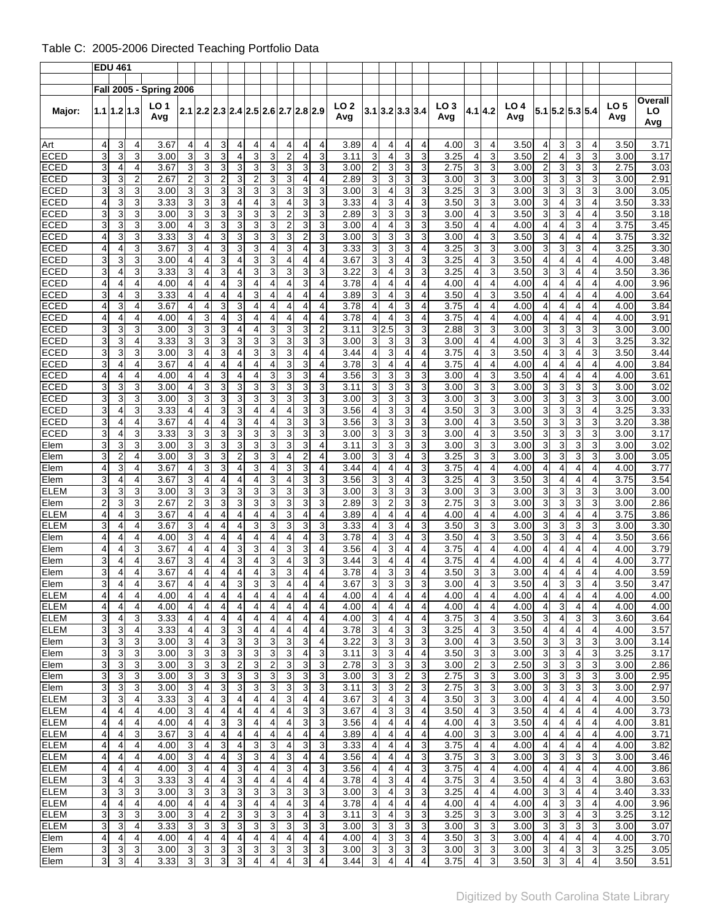Table C: 2005-2006 Directed Teaching Portfolio Data

| | EDU 461 | | | | | | | | | | | | | | | | | | | | | | | | | | | | |
|---|---|---|---|---|---|---|---|---|---|---|---|---|---|---|---|---|---|---|---|---|---|---|---|---|---|---|---|---|---|
| | Fall 2005 - Spring 2006 | | | | | | | | | | | | | | | | | | | | | | | | | | | | |
| Major: | 1.1 | 1.2 | 1.3 | LO 1 Avg | 2.1 | 2.2 | 2.3 | 2.4 | 2.5 | 2.6 | 2.7 | 2.8 | 2.9 | LO 2 Avg | 3.1 | 3.2 | 3.3 | 3.4 | LO 3 Avg | 4.1 | 4.2 | LO 4 Avg | 5.1 | 5.2 | 5.3 | 5.4 | LO 5 Avg | Overall LO Avg |
| Art | 4 | 3 | 4 | 3.67 | 4 | 4 | 3 | 4 | 4 | 4 | 4 | 4 | 4 | 3.89 | 4 | 4 | 4 | 4 | 4.00 | 3 | 4 | 3.50 | 4 | 3 | 3 | 4 | 3.50 | 3.71 |
| ECED | 3 | 3 | 3 | 3.00 | 3 | 3 | 3 | 4 | 3 | 3 | 2 | 4 | 3 | 3.11 | 3 | 4 | 3 | 3 | 3.25 | 4 | 3 | 3.50 | 2 | 4 | 3 | 3 | 3.00 | 3.17 |
| ECED | 3 | 4 | 4 | 3.67 | 3 | 3 | 3 | 3 | 3 | 3 | 3 | 3 | 3 | 3.00 | 2 | 3 | 3 | 3 | 2.75 | 3 | 3 | 3.00 | 2 | 3 | 3 | 3 | 2.75 | 3.03 |
| ECED | 3 | 3 | 2 | 2.67 | 2 | 3 | 2 | 3 | 2 | 3 | 3 | 4 | 4 | 2.89 | 3 | 3 | 3 | 3 | 3.00 | 3 | 3 | 3.00 | 3 | 3 | 3 | 3 | 3.00 | 2.91 |
| ECED | 3 | 3 | 3 | 3.00 | 3 | 3 | 3 | 3 | 3 | 3 | 3 | 3 | 3 | 3.00 | 3 | 4 | 3 | 3 | 3.25 | 3 | 3 | 3.00 | 3 | 3 | 3 | 3 | 3.00 | 3.05 |
| ECED | 4 | 3 | 3 | 3.33 | 3 | 3 | 3 | 4 | 4 | 3 | 4 | 3 | 3 | 3.33 | 4 | 3 | 4 | 3 | 3.50 | 3 | 3 | 3.00 | 3 | 4 | 3 | 4 | 3.50 | 3.33 |
| ECED | 3 | 3 | 3 | 3.00 | 3 | 3 | 3 | 3 | 3 | 3 | 2 | 3 | 3 | 2.89 | 3 | 3 | 3 | 3 | 3.00 | 4 | 3 | 3.50 | 3 | 3 | 4 | 4 | 3.50 | 3.18 |
| ECED | 3 | 3 | 3 | 3.00 | 4 | 3 | 3 | 3 | 3 | 3 | 2 | 3 | 3 | 3.00 | 4 | 4 | 3 | 3 | 3.50 | 4 | 4 | 4.00 | 4 | 4 | 3 | 4 | 3.75 | 3.45 |
| ECED | 4 | 3 | 3 | 3.33 | 3 | 4 | 3 | 3 | 3 | 3 | 3 | 2 | 3 | 3.00 | 3 | 3 | 3 | 3 | 3.00 | 4 | 3 | 3.50 | 3 | 4 | 4 | 4 | 3.75 | 3.32 |
| ECED | 4 | 4 | 3 | 3.67 | 3 | 4 | 3 | 3 | 3 | 4 | 3 | 4 | 3 | 3.33 | 3 | 3 | 3 | 4 | 3.25 | 3 | 3 | 3.00 | 3 | 3 | 3 | 4 | 3.25 | 3.30 |
| ECED | 3 | 3 | 3 | 3.00 | 4 | 4 | 3 | 4 | 3 | 3 | 4 | 4 | 4 | 3.67 | 3 | 3 | 4 | 3 | 3.25 | 4 | 3 | 3.50 | 4 | 4 | 4 | 4 | 4.00 | 3.48 |
| ECED | 3 | 4 | 3 | 3.33 | 3 | 4 | 3 | 4 | 3 | 3 | 3 | 3 | 3 | 3.22 | 3 | 4 | 3 | 3 | 3.25 | 4 | 3 | 3.50 | 3 | 3 | 4 | 4 | 3.50 | 3.36 |
| ECED | 4 | 4 | 4 | 4.00 | 4 | 4 | 4 | 3 | 4 | 4 | 4 | 3 | 4 | 3.78 | 4 | 4 | 4 | 4 | 4.00 | 4 | 4 | 4.00 | 4 | 4 | 4 | 4 | 4.00 | 3.96 |
| ECED | 3 | 4 | 3 | 3.33 | 4 | 4 | 4 | 4 | 3 | 4 | 4 | 4 | 4 | 3.89 | 3 | 4 | 3 | 4 | 3.50 | 4 | 3 | 3.50 | 4 | 4 | 4 | 4 | 4.00 | 3.64 |
| ECED | 4 | 3 | 4 | 3.67 | 4 | 4 | 3 | 3 | 4 | 4 | 4 | 4 | 4 | 3.78 | 4 | 4 | 3 | 4 | 3.75 | 4 | 4 | 4.00 | 4 | 4 | 4 | 4 | 4.00 | 3.84 |
| ECED | 4 | 4 | 4 | 4.00 | 4 | 3 | 4 | 3 | 4 | 4 | 4 | 4 | 4 | 3.78 | 4 | 4 | 3 | 4 | 3.75 | 4 | 4 | 4.00 | 4 | 4 | 4 | 4 | 4.00 | 3.91 |
| ECED | 3 | 3 | 3 | 3.00 | 3 | 3 | 3 | 4 | 4 | 3 | 3 | 3 | 2 | 3.11 | 3 | 2.5 | 3 | 3 | 2.88 | 3 | 3 | 3.00 | 3 | 3 | 3 | 3 | 3.00 | 3.00 |
| ECED | 3 | 3 | 4 | 3.33 | 3 | 3 | 3 | 3 | 3 | 3 | 3 | 3 | 3 | 3.00 | 3 | 3 | 3 | 3 | 3.00 | 4 | 4 | 4.00 | 3 | 3 | 4 | 3 | 3.25 | 3.32 |
| ECED | 3 | 3 | 3 | 3.00 | 3 | 4 | 3 | 4 | 3 | 3 | 3 | 4 | 4 | 3.44 | 4 | 3 | 4 | 4 | 3.75 | 4 | 3 | 3.50 | 4 | 3 | 4 | 3 | 3.50 | 3.44 |
| ECED | 3 | 4 | 4 | 3.67 | 4 | 4 | 4 | 4 | 4 | 4 | 3 | 3 | 4 | 3.78 | 3 | 4 | 4 | 4 | 3.75 | 4 | 4 | 4.00 | 4 | 4 | 4 | 4 | 4.00 | 3.84 |
| ECED | 4 | 4 | 4 | 4.00 | 4 | 4 | 3 | 4 | 4 | 3 | 3 | 3 | 4 | 3.56 | 3 | 3 | 3 | 3 | 3.00 | 4 | 3 | 3.50 | 4 | 4 | 4 | 4 | 4.00 | 3.61 |
| ECED | 3 | 3 | 3 | 3.00 | 4 | 3 | 3 | 3 | 3 | 3 | 3 | 3 | 3 | 3.11 | 3 | 3 | 3 | 3 | 3.00 | 3 | 3 | 3.00 | 3 | 3 | 3 | 3 | 3.00 | 3.02 |
| ECED | 3 | 3 | 3 | 3.00 | 3 | 3 | 3 | 3 | 3 | 3 | 3 | 3 | 3 | 3.00 | 3 | 3 | 3 | 3 | 3.00 | 3 | 3 | 3.00 | 3 | 3 | 3 | 3 | 3.00 | 3.00 |
| ECED | 3 | 4 | 3 | 3.33 | 4 | 4 | 3 | 3 | 4 | 4 | 4 | 3 | 3 | 3.56 | 4 | 3 | 3 | 4 | 3.50 | 3 | 3 | 3.00 | 3 | 3 | 3 | 4 | 3.25 | 3.33 |
| ECED | 3 | 4 | 4 | 3.67 | 4 | 4 | 4 | 3 | 4 | 4 | 3 | 3 | 3 | 3.56 | 3 | 3 | 3 | 3 | 3.00 | 4 | 3 | 3.50 | 3 | 3 | 3 | 3 | 3.20 | 3.38 |
| ECED | 3 | 4 | 3 | 3.33 | 3 | 3 | 3 | 3 | 3 | 3 | 3 | 3 | 3 | 3.00 | 3 | 3 | 3 | 3 | 3.00 | 4 | 3 | 3.50 | 3 | 3 | 3 | 3 | 3.00 | 3.17 |
| Elem | 3 | 3 | 3 | 3.00 | 3 | 3 | 3 | 3 | 3 | 3 | 3 | 3 | 4 | 3.11 | 3 | 3 | 3 | 3 | 3.00 | 3 | 3 | 3.00 | 3 | 3 | 3 | 3 | 3.00 | 3.02 |
| Elem | 3 | 2 | 4 | 3.00 | 3 | 3 | 3 | 2 | 3 | 3 | 4 | 2 | 4 | 3.00 | 3 | 3 | 4 | 3 | 3.25 | 3 | 3 | 3.00 | 3 | 3 | 3 | 3 | 3.00 | 3.05 |
| Elem | 4 | 3 | 4 | 3.67 | 4 | 3 | 3 | 4 | 3 | 4 | 3 | 3 | 4 | 3.44 | 4 | 4 | 4 | 3 | 3.75 | 4 | 4 | 4.00 | 4 | 4 | 4 | 4 | 4.00 | 3.77 |
| Elem | 3 | 4 | 4 | 3.67 | 3 | 4 | 4 | 4 | 4 | 3 | 4 | 3 | 3 | 3.56 | 3 | 3 | 4 | 3 | 3.25 | 4 | 3 | 3.50 | 3 | 4 | 4 | 4 | 3.75 | 3.54 |
| ELEM | 3 | 3 | 3 | 3.00 | 3 | 3 | 3 | 3 | 3 | 3 | 3 | 3 | 3 | 3.00 | 3 | 3 | 3 | 3 | 3.00 | 3 | 3 | 3.00 | 3 | 3 | 3 | 3 | 3.00 | 3.00 |
| Elem | 2 | 3 | 3 | 2.67 | 2 | 3 | 3 | 3 | 3 | 3 | 3 | 3 | 3 | 2.89 | 3 | 2 | 3 | 3 | 2.75 | 3 | 3 | 3.00 | 3 | 3 | 3 | 3 | 3.00 | 2.86 |
| ELEM | 4 | 4 | 3 | 3.67 | 4 | 4 | 4 | 4 | 4 | 4 | 3 | 4 | 4 | 3.89 | 4 | 4 | 4 | 4 | 4.00 | 4 | 4 | 4.00 | 3 | 4 | 4 | 4 | 3.75 | 3.86 |
| ELEM | 3 | 4 | 4 | 3.67 | 3 | 4 | 4 | 4 | 3 | 3 | 3 | 3 | 3 | 3.33 | 4 | 3 | 4 | 3 | 3.50 | 3 | 3 | 3.00 | 3 | 3 | 3 | 3 | 3.00 | 3.30 |
| Elem | 4 | 4 | 4 | 4.00 | 3 | 4 | 4 | 4 | 4 | 4 | 4 | 4 | 3 | 3.78 | 4 | 3 | 4 | 3 | 3.50 | 4 | 3 | 3.50 | 3 | 3 | 4 | 4 | 3.50 | 3.66 |
| Elem | 4 | 4 | 3 | 3.67 | 4 | 4 | 4 | 3 | 3 | 4 | 3 | 3 | 4 | 3.56 | 4 | 3 | 4 | 4 | 3.75 | 4 | 4 | 4.00 | 4 | 4 | 4 | 4 | 4.00 | 3.79 |
| Elem | 3 | 4 | 4 | 3.67 | 3 | 4 | 4 | 3 | 4 | 3 | 4 | 3 | 3 | 3.44 | 3 | 4 | 4 | 4 | 3.75 | 4 | 4 | 4.00 | 4 | 4 | 4 | 4 | 4.00 | 3.77 |
| Elem | 3 | 4 | 4 | 3.67 | 4 | 4 | 4 | 4 | 4 | 3 | 3 | 4 | 4 | 3.78 | 4 | 3 | 3 | 4 | 3.50 | 3 | 3 | 3.00 | 4 | 4 | 4 | 4 | 4.00 | 3.59 |
| Elem | 3 | 4 | 4 | 3.67 | 4 | 4 | 4 | 3 | 3 | 3 | 4 | 4 | 4 | 3.67 | 3 | 3 | 3 | 3 | 3.00 | 4 | 3 | 3.50 | 4 | 3 | 3 | 4 | 3.50 | 3.47 |
| ELEM | 4 | 4 | 4 | 4.00 | 4 | 4 | 4 | 4 | 4 | 4 | 4 | 4 | 4 | 4.00 | 4 | 4 | 4 | 4 | 4.00 | 4 | 4 | 4.00 | 4 | 4 | 4 | 4 | 4.00 | 4.00 |
| ELEM | 4 | 4 | 4 | 4.00 | 4 | 4 | 4 | 4 | 4 | 4 | 4 | 4 | 4 | 4.00 | 4 | 4 | 4 | 4 | 4.00 | 4 | 4 | 4.00 | 4 | 3 | 4 | 4 | 4.00 | 4.00 |
| ELEM | 3 | 4 | 3 | 3.33 | 4 | 4 | 4 | 4 | 4 | 4 | 4 | 4 | 4 | 4.00 | 3 | 4 | 4 | 4 | 3.75 | 3 | 4 | 3.50 | 3 | 4 | 3 | 3 | 3.60 | 3.64 |
| ELEM | 3 | 3 | 4 | 3.33 | 4 | 4 | 3 | 3 | 4 | 4 | 4 | 4 | 4 | 3.78 | 3 | 4 | 3 | 3 | 3.25 | 4 | 3 | 3.50 | 4 | 4 | 4 | 4 | 4.00 | 3.57 |
| Elem | 3 | 3 | 3 | 3.00 | 3 | 4 | 3 | 3 | 3 | 3 | 3 | 3 | 4 | 3.22 | 3 | 3 | 3 | 3 | 3.00 | 4 | 3 | 3.50 | 3 | 3 | 3 | 3 | 3.00 | 3.14 |
| Elem | 3 | 3 | 3 | 3.00 | 3 | 3 | 3 | 3 | 3 | 3 | 3 | 4 | 3 | 3.11 | 3 | 3 | 4 | 4 | 3.50 | 3 | 3 | 3.00 | 3 | 3 | 4 | 3 | 3.25 | 3.17 |
| Elem | 3 | 3 | 3 | 3.00 | 3 | 3 | 3 | 2 | 3 | 2 | 3 | 3 | 3 | 2.78 | 3 | 3 | 3 | 3 | 3.00 | 2 | 3 | 2.50 | 3 | 3 | 3 | 3 | 3.00 | 2.86 |
| Elem | 3 | 3 | 3 | 3.00 | 3 | 3 | 3 | 3 | 3 | 3 | 3 | 3 | 3 | 3.00 | 3 | 3 | 2 | 3 | 2.75 | 3 | 3 | 3.00 | 3 | 3 | 3 | 3 | 3.00 | 2.95 |
| Elem | 3 | 3 | 3 | 3.00 | 3 | 4 | 3 | 3 | 3 | 3 | 3 | 3 | 3 | 3.11 | 3 | 3 | 2 | 3 | 2.75 | 3 | 3 | 3.00 | 3 | 3 | 3 | 3 | 3.00 | 2.97 |
| ELEM | 3 | 3 | 4 | 3.33 | 3 | 4 | 3 | 4 | 4 | 4 | 3 | 4 | 4 | 3.67 | 3 | 4 | 3 | 4 | 3.50 | 3 | 3 | 3.00 | 4 | 4 | 4 | 4 | 4.00 | 3.50 |
| ELEM | 4 | 4 | 4 | 4.00 | 3 | 4 | 4 | 4 | 4 | 4 | 4 | 3 | 3 | 3.67 | 4 | 3 | 3 | 4 | 3.50 | 4 | 3 | 3.50 | 4 | 4 | 4 | 4 | 4.00 | 3.73 |
| ELEM | 4 | 4 | 4 | 4.00 | 4 | 4 | 3 | 3 | 4 | 4 | 4 | 3 | 3 | 3.56 | 4 | 4 | 4 | 4 | 4.00 | 4 | 3 | 3.50 | 4 | 4 | 4 | 4 | 4.00 | 3.81 |
| ELEM | 4 | 4 | 3 | 3.67 | 3 | 4 | 4 | 4 | 4 | 4 | 4 | 4 | 4 | 3.89 | 4 | 4 | 4 | 4 | 4.00 | 3 | 3 | 3.00 | 4 | 4 | 4 | 4 | 4.00 | 3.71 |
| ELEM | 4 | 4 | 4 | 4.00 | 3 | 4 | 3 | 4 | 3 | 3 | 4 | 3 | 3 | 3.33 | 4 | 4 | 4 | 3 | 3.75 | 4 | 4 | 4.00 | 4 | 4 | 4 | 4 | 4.00 | 3.82 |
| ELEM | 4 | 4 | 4 | 4.00 | 3 | 4 | 4 | 3 | 3 | 4 | 3 | 4 | 4 | 3.56 | 4 | 4 | 4 | 3 | 3.75 | 3 | 3 | 3.00 | 3 | 3 | 3 | 3 | 3.00 | 3.46 |
| ELEM | 4 | 4 | 4 | 4.00 | 3 | 4 | 4 | 3 | 4 | 4 | 3 | 4 | 3 | 3.56 | 4 | 4 | 4 | 3 | 3.75 | 4 | 4 | 4.00 | 4 | 4 | 4 | 4 | 4.00 | 3.86 |
| ELEM | 3 | 4 | 3 | 3.33 | 3 | 4 | 4 | 3 | 4 | 4 | 4 | 4 | 4 | 3.78 | 4 | 3 | 4 | 4 | 3.75 | 3 | 4 | 3.50 | 4 | 4 | 3 | 4 | 3.80 | 3.63 |
| ELEM | 3 | 3 | 3 | 3.00 | 3 | 3 | 3 | 3 | 3 | 3 | 3 | 3 | 3 | 3.00 | 3 | 4 | 3 | 3 | 3.25 | 4 | 4 | 4.00 | 3 | 3 | 4 | 4 | 3.40 | 3.33 |
| ELEM | 4 | 4 | 4 | 4.00 | 4 | 4 | 4 | 3 | 4 | 4 | 4 | 3 | 4 | 3.78 | 4 | 4 | 4 | 4 | 4.00 | 4 | 4 | 4.00 | 4 | 3 | 3 | 4 | 4.00 | 3.96 |
| ELEM | 3 | 3 | 3 | 3.00 | 3 | 4 | 2 | 3 | 3 | 3 | 3 | 4 | 3 | 3.11 | 3 | 4 | 3 | 3 | 3.25 | 3 | 3 | 3.00 | 3 | 3 | 4 | 3 | 3.25 | 3.12 |
| ELEM | 3 | 3 | 4 | 3.33 | 3 | 3 | 3 | 3 | 3 | 3 | 3 | 3 | 3 | 3.00 | 3 | 3 | 3 | 3 | 3.00 | 3 | 3 | 3.00 | 3 | 3 | 3 | 3 | 3.00 | 3.07 |
| Elem | 4 | 4 | 4 | 4.00 | 4 | 4 | 4 | 4 | 4 | 4 | 4 | 4 | 4 | 4.00 | 4 | 3 | 3 | 4 | 3.50 | 3 | 3 | 3.00 | 4 | 4 | 4 | 4 | 4.00 | 3.70 |
| Elem | 3 | 3 | 3 | 3.00 | 3 | 3 | 3 | 3 | 3 | 3 | 3 | 3 | 3 | 3.00 | 3 | 3 | 3 | 3 | 3.00 | 3 | 3 | 3.00 | 3 | 4 | 3 | 3 | 3.25 | 3.05 |
| Elem | 3 | 3 | 4 | 3.33 | 3 | 3 | 3 | 3 | 4 | 4 | 4 | 3 | 4 | 3.44 | 3 | 4 | 4 | 4 | 3.75 | 4 | 3 | 3.50 | 3 | 3 | 4 | 4 | 3.50 | 3.51 |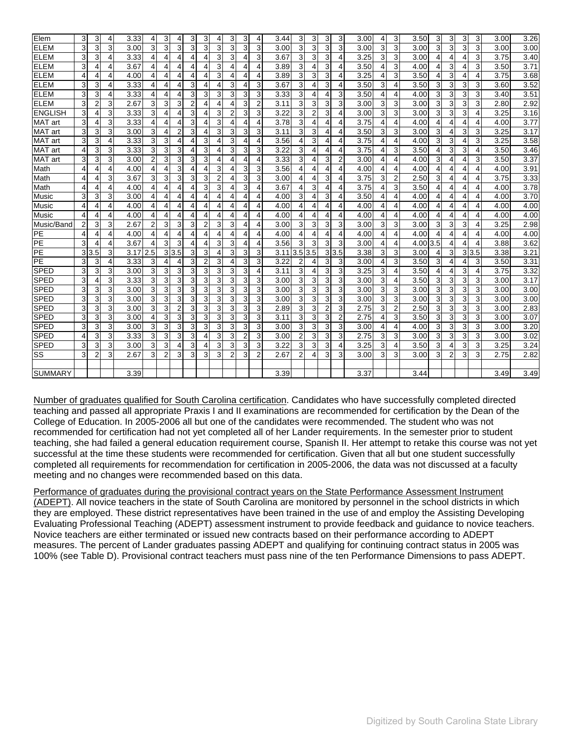| | | | | | | | | | | | | | | | | | | | | | | | | | | | | |
|---|---|---|---|---|---|---|---|---|---|---|---|---|---|---|---|---|---|---|---|---|---|---|---|---|---|---|---|---|
| Elem | 3 | 3 | 4 | 3.33 | 4 | 3 | 4 | 3 | 3 | 4 | 3 | 3 | 4 | 3.44 | 3 | 3 | 3 | 3 | 3.00 | 4 | 3 | 3.50 | 3 | 3 | 3 | 3 | 3.00 | 3.26 |
| ELEM | 3 | 3 | 3 | 3.00 | 3 | 3 | 3 | 3 | 3 | 3 | 3 | 3 | 3 | 3.00 | 3 | 3 | 3 | 3 | 3.00 | 3 | 3 | 3.00 | 3 | 3 | 3 | 3 | 3.00 | 3.00 |
| ELEM | 3 | 3 | 4 | 3.33 | 4 | 4 | 4 | 4 | 4 | 3 | 3 | 4 | 3 | 3.67 | 3 | 3 | 3 | 4 | 3.25 | 3 | 3 | 3.00 | 4 | 4 | 4 | 3 | 3.75 | 3.40 |
| ELEM | 3 | 4 | 4 | 3.67 | 4 | 4 | 4 | 4 | 4 | 3 | 4 | 4 | 4 | 3.89 | 3 | 4 | 3 | 4 | 3.50 | 4 | 3 | 4.00 | 4 | 3 | 4 | 3 | 3.50 | 3.71 |
| ELEM | 4 | 4 | 4 | 4.00 | 4 | 4 | 4 | 4 | 4 | 3 | 4 | 4 | 4 | 3.89 | 3 | 3 | 3 | 4 | 3.25 | 4 | 3 | 3.50 | 4 | 3 | 4 | 4 | 3.75 | 3.68 |
| ELEM | 3 | 3 | 4 | 3.33 | 4 | 4 | 4 | 3 | 4 | 4 | 3 | 4 | 3 | 3.67 | 3 | 4 | 3 | 4 | 3.50 | 3 | 4 | 3.50 | 3 | 3 | 3 | 3 | 3.60 | 3.52 |
| ELEM | 3 | 3 | 4 | 3.33 | 4 | 4 | 4 | 3 | 3 | 3 | 3 | 3 | 3 | 3.33 | 3 | 4 | 4 | 3 | 3.50 | 4 | 4 | 4.00 | 3 | 3 | 3 | 3 | 3.40 | 3.51 |
| ELEM | 3 | 2 | 3 | 2.67 | 3 | 3 | 3 | 2 | 4 | 4 | 4 | 3 | 2 | 3.11 | 3 | 3 | 3 | 3 | 3.00 | 3 | 3 | 3.00 | 3 | 3 | 3 | 3 | 2.80 | 2.92 |
| ENGLISH | 3 | 4 | 3 | 3.33 | 3 | 4 | 4 | 3 | 4 | 3 | 2 | 3 | 3 | 3.22 | 3 | 2 | 3 | 4 | 3.00 | 3 | 3 | 3.00 | 3 | 3 | 3 | 4 | 3.25 | 3.16 |
| MAT art | 3 | 4 | 3 | 3.33 | 4 | 4 | 4 | 3 | 4 | 3 | 4 | 4 | 4 | 3.78 | 3 | 4 | 4 | 4 | 3.75 | 4 | 4 | 4.00 | 4 | 4 | 4 | 4 | 4.00 | 3.77 |
| MAT art | 3 | 3 | 3 | 3.00 | 3 | 4 | 2 | 3 | 4 | 3 | 3 | 3 | 3 | 3.11 | 3 | 3 | 4 | 4 | 3.50 | 3 | 3 | 3.00 | 3 | 4 | 3 | 3 | 3.25 | 3.17 |
| MAT art | 3 | 3 | 4 | 3.33 | 3 | 3 | 4 | 4 | 3 | 4 | 3 | 4 | 4 | 3.56 | 4 | 3 | 4 | 4 | 3.75 | 4 | 4 | 4.00 | 3 | 3 | 4 | 3 | 3.25 | 3.58 |
| MAT art | 4 | 3 | 3 | 3.33 | 3 | 3 | 3 | 4 | 3 | 4 | 3 | 3 | 3 | 3.22 | 3 | 4 | 4 | 4 | 3.75 | 4 | 3 | 3.50 | 4 | 3 | 3 | 4 | 3.50 | 3.46 |
| MAT art | 3 | 3 | 3 | 3.00 | 2 | 3 | 3 | 3 | 3 | 4 | 4 | 4 | 4 | 3.33 | 3 | 4 | 3 | 2 | 3.00 | 4 | 4 | 4.00 | 3 | 4 | 4 | 3 | 3.50 | 3.37 |
| Math | 4 | 4 | 4 | 4.00 | 4 | 4 | 3 | 4 | 4 | 3 | 4 | 3 | 3 | 3.56 | 4 | 4 | 4 | 4 | 4.00 | 4 | 4 | 4.00 | 4 | 4 | 4 | 4 | 4.00 | 3.91 |
| Math | 4 | 4 | 3 | 3.67 | 3 | 3 | 3 | 3 | 3 | 2 | 4 | 3 | 3 | 3.00 | 4 | 4 | 3 | 4 | 3.75 | 3 | 2 | 2.50 | 3 | 4 | 4 | 4 | 3.75 | 3.33 |
| Math | 4 | 4 | 4 | 4.00 | 4 | 4 | 4 | 4 | 3 | 3 | 4 | 3 | 4 | 3.67 | 4 | 3 | 4 | 4 | 3.75 | 4 | 3 | 3.50 | 4 | 4 | 4 | 4 | 4.00 | 3.78 |
| Music | 3 | 3 | 3 | 3.00 | 4 | 4 | 4 | 4 | 4 | 4 | 4 | 4 | 4 | 4.00 | 3 | 4 | 3 | 4 | 3.50 | 4 | 4 | 4.00 | 4 | 4 | 4 | 4 | 4.00 | 3.70 |
| Music | 4 | 4 | 4 | 4.00 | 4 | 4 | 4 | 4 | 4 | 4 | 4 | 4 | 4 | 4.00 | 4 | 4 | 4 | 4 | 4.00 | 4 | 4 | 4.00 | 4 | 4 | 4 | 4 | 4.00 | 4.00 |
| Music | 4 | 4 | 4 | 4.00 | 4 | 4 | 4 | 4 | 4 | 4 | 4 | 4 | 4 | 4.00 | 4 | 4 | 4 | 4 | 4.00 | 4 | 4 | 4.00 | 4 | 4 | 4 | 4 | 4.00 | 4.00 |
| Music/Band | 2 | 3 | 3 | 2.67 | 2 | 3 | 3 | 3 | 2 | 3 | 3 | 4 | 4 | 3.00 | 3 | 3 | 3 | 3 | 3.00 | 3 | 3 | 3.00 | 3 | 3 | 3 | 4 | 3.25 | 2.98 |
| PE | 4 | 4 | 4 | 4.00 | 4 | 4 | 4 | 4 | 4 | 4 | 4 | 4 | 4 | 4.00 | 4 | 4 | 4 | 4 | 4.00 | 4 | 4 | 4.00 | 4 | 4 | 4 | 4 | 4.00 | 4.00 |
| PE | 3 | 4 | 4 | 3.67 | 4 | 3 | 3 | 4 | 4 | 3 | 3 | 4 | 4 | 3.56 | 3 | 3 | 3 | 3 | 3.00 | 4 | 4 | 4.00 | 3.5 | 4 | 4 | 4 | 3.88 | 3.62 |
| PE | 3 | 3.5 | 3 | 3.17 | 2.5 | 3 | 3.5 | 3 | 3 | 4 | 3 | 3 | 3 | 3.11 | 3.5 | 3.5 | 3 | 3.5 | 3.38 | 3 | 3 | 3.00 | 4 | 3 | 3 | 3.5 | 3.38 | 3.21 |
| PE | 3 | 3 | 4 | 3.33 | 3 | 4 | 4 | 3 | 2 | 3 | 4 | 3 | 3 | 3.22 | 2 | 4 | 3 | 3 | 3.00 | 4 | 3 | 3.50 | 3 | 4 | 3 | 4 | 3.50 | 3.31 |
| SPED | 3 | 3 | 3 | 3.00 | 3 | 3 | 3 | 3 | 3 | 3 | 3 | 3 | 4 | 3.11 | 3 | 4 | 3 | 3 | 3.25 | 3 | 4 | 3.50 | 4 | 4 | 3 | 4 | 3.75 | 3.32 |
| SPED | 3 | 4 | 3 | 3.33 | 3 | 3 | 3 | 3 | 3 | 3 | 3 | 3 | 3 | 3.00 | 3 | 3 | 3 | 3 | 3.00 | 3 | 4 | 3.50 | 3 | 3 | 3 | 3 | 3.00 | 3.17 |
| SPED | 3 | 3 | 3 | 3.00 | 3 | 3 | 3 | 3 | 3 | 3 | 3 | 3 | 3 | 3.00 | 3 | 3 | 3 | 3 | 3.00 | 3 | 3 | 3.00 | 3 | 3 | 3 | 3 | 3.00 | 3.00 |
| SPED | 3 | 3 | 3 | 3.00 | 3 | 3 | 3 | 3 | 3 | 3 | 3 | 3 | 3 | 3.00 | 3 | 3 | 3 | 3 | 3.00 | 3 | 3 | 3.00 | 3 | 3 | 3 | 3 | 3.00 | 3.00 |
| SPED | 3 | 3 | 3 | 3.00 | 3 | 3 | 2 | 3 | 3 | 3 | 3 | 3 | 3 | 2.89 | 3 | 3 | 2 | 3 | 2.75 | 3 | 2 | 2.50 | 3 | 3 | 3 | 3 | 3.00 | 2.83 |
| SPED | 3 | 3 | 3 | 3.00 | 4 | 3 | 3 | 3 | 3 | 3 | 3 | 3 | 3 | 3.11 | 3 | 3 | 3 | 2 | 2.75 | 4 | 3 | 3.50 | 3 | 3 | 3 | 3 | 3.00 | 3.07 |
| SPED | 3 | 3 | 3 | 3.00 | 3 | 3 | 3 | 3 | 3 | 3 | 3 | 3 | 3 | 3.00 | 3 | 3 | 3 | 3 | 3.00 | 4 | 4 | 4.00 | 3 | 3 | 3 | 3 | 3.00 | 3.20 |
| SPED | 4 | 3 | 3 | 3.33 | 3 | 3 | 3 | 3 | 4 | 3 | 3 | 2 | 3 | 3.00 | 2 | 3 | 3 | 3 | 2.75 | 3 | 3 | 3.00 | 3 | 3 | 3 | 3 | 3.00 | 3.02 |
| SPED | 3 | 3 | 3 | 3.00 | 3 | 3 | 4 | 3 | 4 | 3 | 3 | 3 | 3 | 3.22 | 3 | 3 | 3 | 4 | 3.25 | 3 | 4 | 3.50 | 3 | 4 | 3 | 3 | 3.25 | 3.24 |
| SS | 3 | 2 | 3 | 2.67 | 3 | 2 | 3 | 3 | 3 | 3 | 2 | 3 | 2 | 2.67 | 2 | 4 | 3 | 3 | 3.00 | 3 | 3 | 3.00 | 3 | 2 | 3 | 3 | 2.75 | 2.82 |
| | | | | | | | | | | | | | | | | | | | | | | | | | | | | |
| SUMMARY | | | | 3.39 | | | | | | | | | | 3.39 | | | | | 3.37 | | | 3.44 | | | | | 3.49 | 3.49 |

Number of graduates qualified for South Carolina certification. Candidates who have successfully completed directed teaching and passed all appropriate Praxis I and II examinations are recommended for certification by the Dean of the College of Education. In 2005-2006 all but one of the candidates were recommended. The student who was not recommended for certification had not yet completed all of her Lander requirements. In the semester prior to student teaching, she had failed a general education requirement course, Spanish II. Her attempt to retake this course was not yet successful at the time these students were recommended for certification. Given that all but one student successfully completed all requirements for recommendation for certification in 2005-2006, the data was not discussed at a faculty meeting and no changes were recommended based on this data.

Performance of graduates during the provisional contract years on the State Performance Assessment Instrument (ADEPT). All novice teachers in the state of South Carolina are monitored by personnel in the school districts in which they are employed. These district representatives have been trained in the use of and employ the Assisting Developing Evaluating Professional Teaching (ADEPT) assessment instrument to provide feedback and guidance to novice teachers. Novice teachers are either terminated or issued new contracts based on their performance according to ADEPT measures. The percent of Lander graduates passing ADEPT and qualifying for continuing contract status in 2005 was 100% (see Table D). Provisional contract teachers must pass nine of the ten Performance Dimensions to pass ADEPT.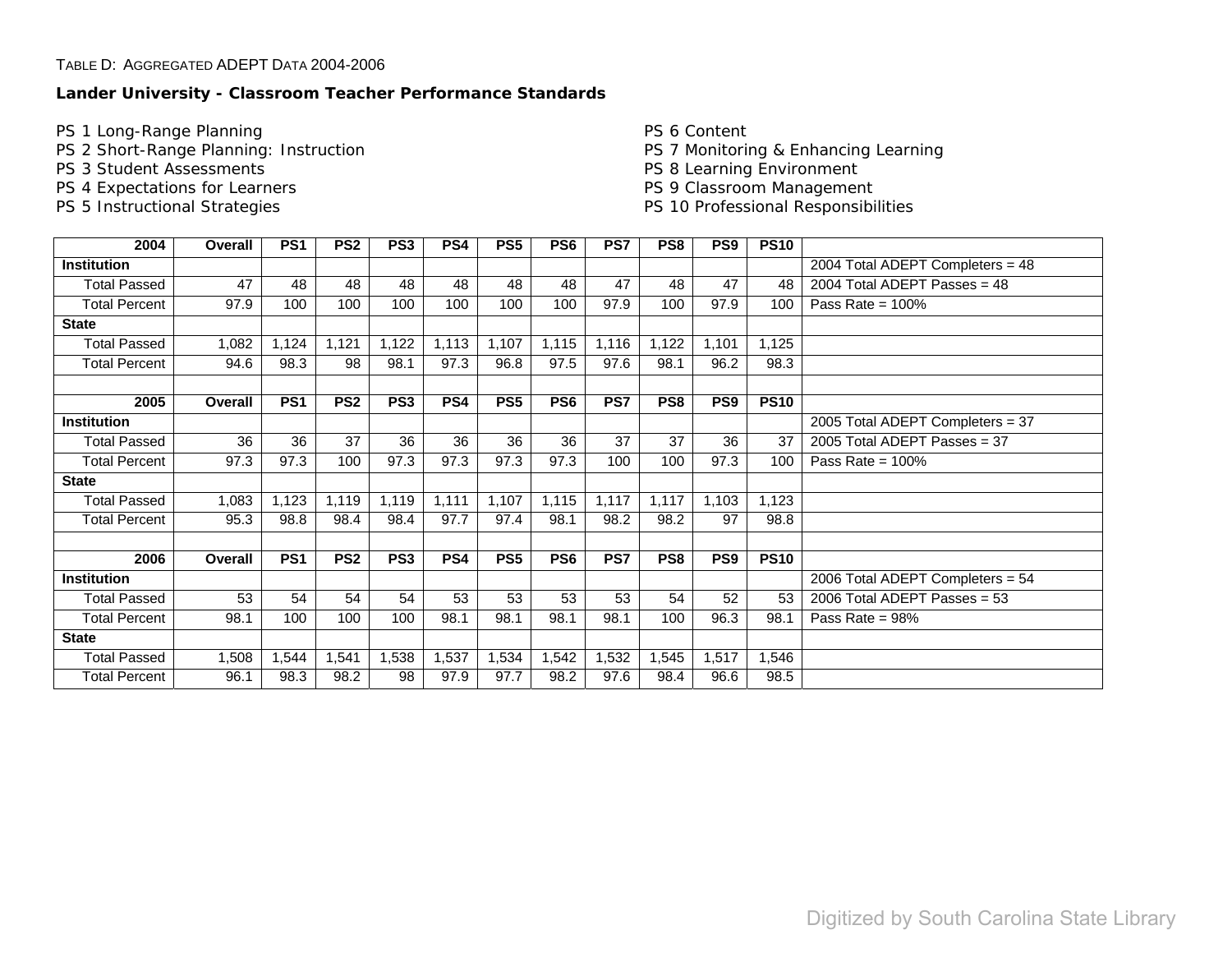TABLE D: AGGREGATED ADEPT DATA 2004-2006

**Lander University - Classroom Teacher Performance Standards**

PS 1 Long-Range Planning
PS 2 Short-Range Planning: Instruction
PS 3 Student Assessments
PS 4 Expectations for Learners
PS 5 Instructional Strategies
PS 6 Content
PS 7 Monitoring & Enhancing Learning
PS 8 Learning Environment
PS 9 Classroom Management
PS 10 Professional Responsibilities

| 2004 | Overall | PS1 | PS2 | PS3 | PS4 | PS5 | PS6 | PS7 | PS8 | PS9 | PS10 | |
|---|---|---|---|---|---|---|---|---|---|---|---|---|
| **Institution** | | | | | | | | | | | | 2004 Total ADEPT Completers = 48 |
| Total Passed | 47 | 48 | 48 | 48 | 48 | 48 | 48 | 47 | 48 | 47 | 48 | 2004 Total ADEPT Passes = 48 |
| Total Percent | 97.9 | 100 | 100 | 100 | 100 | 100 | 100 | 97.9 | 100 | 97.9 | 100 | Pass Rate = 100% |
| **State** | | | | | | | | | | | | |
| Total Passed | 1,082 | 1,124 | 1,121 | 1,122 | 1,113 | 1,107 | 1,115 | 1,116 | 1,122 | 1,101 | 1,125 | |
| Total Percent | 94.6 | 98.3 | 98 | 98.1 | 97.3 | 96.8 | 97.5 | 97.6 | 98.1 | 96.2 | 98.3 | |
| | | | | | | | | | | | | |
| **2005** | **Overall** | **PS1** | **PS2** | **PS3** | **PS4** | **PS5** | **PS6** | **PS7** | **PS8** | **PS9** | **PS10** | |
| **Institution** | | | | | | | | | | | | 2005 Total ADEPT Completers = 37 |
| Total Passed | 36 | 36 | 37 | 36 | 36 | 36 | 36 | 37 | 37 | 36 | 37 | 2005 Total ADEPT Passes = 37 |
| Total Percent | 97.3 | 97.3 | 100 | 97.3 | 97.3 | 97.3 | 97.3 | 100 | 100 | 97.3 | 100 | Pass Rate = 100% |
| **State** | | | | | | | | | | | | |
| Total Passed | 1,083 | 1,123 | 1,119 | 1,119 | 1,111 | 1,107 | 1,115 | 1,117 | 1,117 | 1,103 | 1,123 | |
| Total Percent | 95.3 | 98.8 | 98.4 | 98.4 | 97.7 | 97.4 | 98.1 | 98.2 | 98.2 | 97 | 98.8 | |
| | | | | | | | | | | | | |
| **2006** | **Overall** | **PS1** | **PS2** | **PS3** | **PS4** | **PS5** | **PS6** | **PS7** | **PS8** | **PS9** | **PS10** | |
| **Institution** | | | | | | | | | | | | 2006 Total ADEPT Completers = 54 |
| Total Passed | 53 | 54 | 54 | 54 | 53 | 53 | 53 | 53 | 54 | 52 | 53 | 2006 Total ADEPT Passes = 53 |
| Total Percent | 98.1 | 100 | 100 | 100 | 98.1 | 98.1 | 98.1 | 98.1 | 100 | 96.3 | 98.1 | Pass Rate = 98% |
| **State** | | | | | | | | | | | | |
| Total Passed | 1,508 | 1,544 | 1,541 | 1,538 | 1,537 | 1,534 | 1,542 | 1,532 | 1,545 | 1,517 | 1,546 | |
| Total Percent | 96.1 | 98.3 | 98.2 | 98 | 97.9 | 97.7 | 98.2 | 97.6 | 98.4 | 96.6 | 98.5 | |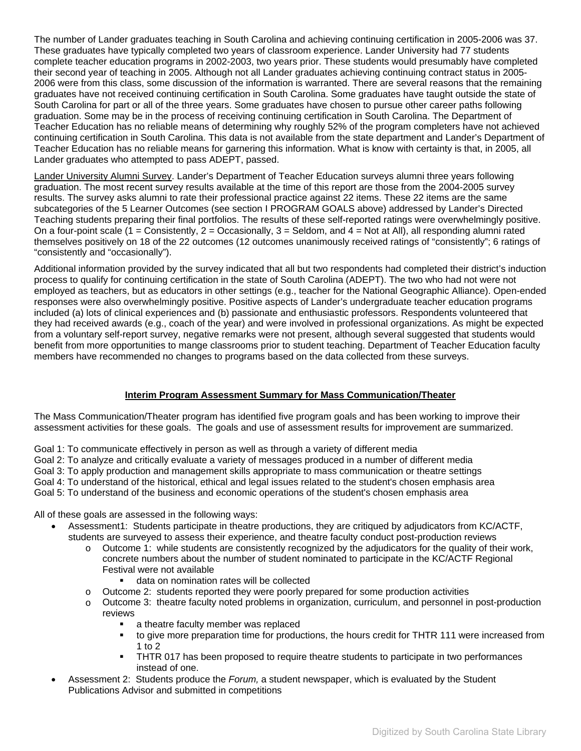The number of Lander graduates teaching in South Carolina and achieving continuing certification in 2005-2006 was 37. These graduates have typically completed two years of classroom experience. Lander University had 77 students complete teacher education programs in 2002-2003, two years prior. These students would presumably have completed their second year of teaching in 2005. Although not all Lander graduates achieving continuing contract status in 2005-2006 were from this class, some discussion of the information is warranted. There are several reasons that the remaining graduates have not received continuing certification in South Carolina. Some graduates have taught outside the state of South Carolina for part or all of the three years. Some graduates have chosen to pursue other career paths following graduation. Some may be in the process of receiving continuing certification in South Carolina. The Department of Teacher Education has no reliable means of determining why roughly 52% of the program completers have not achieved continuing certification in South Carolina. This data is not available from the state department and Lander's Department of Teacher Education has no reliable means for garnering this information. What is know with certainty is that, in 2005, all Lander graduates who attempted to pass ADEPT, passed.

<u>Lander University Alumni Survey</u>. Lander's Department of Teacher Education surveys alumni three years following graduation. The most recent survey results available at the time of this report are those from the 2004-2005 survey results. The survey asks alumni to rate their professional practice against 22 items. These 22 items are the same subcategories of the 5 Learner Outcomes (see section I PROGRAM GOALS above) addressed by Lander's Directed Teaching students preparing their final portfolios. The results of these self-reported ratings were overwhelmingly positive. On a four-point scale (1 = Consistently, 2 = Occasionally, 3 = Seldom, and 4 = Not at All), all responding alumni rated themselves positively on 18 of the 22 outcomes (12 outcomes unanimously received ratings of "consistently"; 6 ratings of "consistently and "occasionally").

Additional information provided by the survey indicated that all but two respondents had completed their district's induction process to qualify for continuing certification in the state of South Carolina (ADEPT). The two who had not were not employed as teachers, but as educators in other settings (e.g., teacher for the National Geographic Alliance). Open-ended responses were also overwhelmingly positive. Positive aspects of Lander's undergraduate teacher education programs included (a) lots of clinical experiences and (b) passionate and enthusiastic professors. Respondents volunteered that they had received awards (e.g., coach of the year) and were involved in professional organizations. As might be expected from a voluntary self-report survey, negative remarks were not present, although several suggested that students would benefit from more opportunities to mange classrooms prior to student teaching. Department of Teacher Education faculty members have recommended no changes to programs based on the data collected from these surveys.

## <u>Interim Program Assessment Summary for Mass Communication/Theater</u>

The Mass Communication/Theater program has identified five program goals and has been working to improve their assessment activities for these goals. The goals and use of assessment results for improvement are summarized.

Goal 1: To communicate effectively in person as well as through a variety of different media
Goal 2: To analyze and critically evaluate a variety of messages produced in a number of different media
Goal 3: To apply production and management skills appropriate to mass communication or theatre settings
Goal 4: To understand of the historical, ethical and legal issues related to the student's chosen emphasis area
Goal 5: To understand of the business and economic operations of the student's chosen emphasis area

All of these goals are assessed in the following ways:

- Assessment1: Students participate in theatre productions, they are critiqued by adjudicators from KC/ACTF, students are surveyed to assess their experience, and theatre faculty conduct post-production reviews
  - Outcome 1: while students are consistently recognized by the adjudicators for the quality of their work, concrete numbers about the number of student nominated to participate in the KC/ACTF Regional Festival were not available
    - data on nomination rates will be collected
  - Outcome 2: students reported they were poorly prepared for some production activities
  - Outcome 3: theatre faculty noted problems in organization, curriculum, and personnel in post-production reviews
    - a theatre faculty member was replaced
    - to give more preparation time for productions, the hours credit for THTR 111 were increased from 1 to 2
    - THTR 017 has been proposed to require theatre students to participate in two performances instead of one.
- Assessment 2: Students produce the *Forum,* a student newspaper, which is evaluated by the Student Publications Advisor and submitted in competitions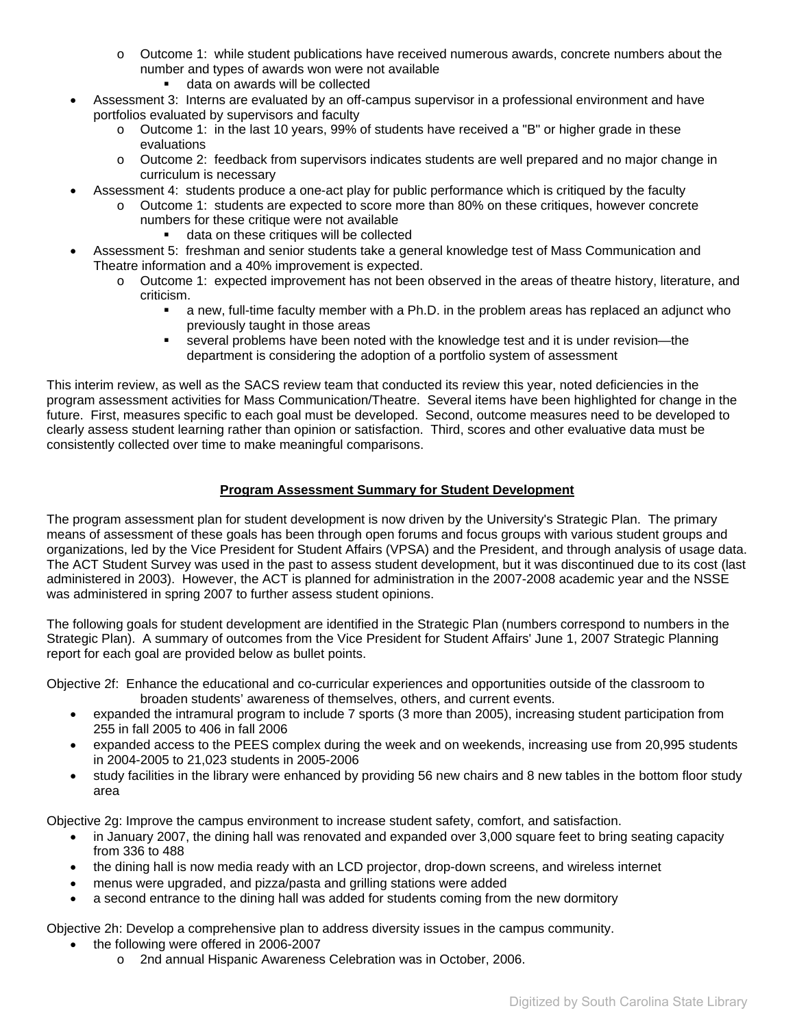- Outcome 1: while student publications have received numerous awards, concrete numbers about the number and types of awards won were not available
    - data on awards will be collected
- Assessment 3: Interns are evaluated by an off-campus supervisor in a professional environment and have portfolios evaluated by supervisors and faculty
  - Outcome 1: in the last 10 years, 99% of students have received a "B" or higher grade in these evaluations
  - Outcome 2: feedback from supervisors indicates students are well prepared and no major change in curriculum is necessary
- Assessment 4: students produce a one-act play for public performance which is critiqued by the faculty
  - Outcome 1: students are expected to score more than 80% on these critiques, however concrete numbers for these critique were not available
    - data on these critiques will be collected
- Assessment 5: freshman and senior students take a general knowledge test of Mass Communication and Theatre information and a 40% improvement is expected.
  - Outcome 1: expected improvement has not been observed in the areas of theatre history, literature, and criticism.
    - a new, full-time faculty member with a Ph.D. in the problem areas has replaced an adjunct who previously taught in those areas
    - several problems have been noted with the knowledge test and it is under revision—the department is considering the adoption of a portfolio system of assessment

This interim review, as well as the SACS review team that conducted its review this year, noted deficiencies in the program assessment activities for Mass Communication/Theatre. Several items have been highlighted for change in the future. First, measures specific to each goal must be developed. Second, outcome measures need to be developed to clearly assess student learning rather than opinion or satisfaction. Third, scores and other evaluative data must be consistently collected over time to make meaningful comparisons.

## Program Assessment Summary for Student Development

The program assessment plan for student development is now driven by the University's Strategic Plan. The primary means of assessment of these goals has been through open forums and focus groups with various student groups and organizations, led by the Vice President for Student Affairs (VPSA) and the President, and through analysis of usage data. The ACT Student Survey was used in the past to assess student development, but it was discontinued due to its cost (last administered in 2003). However, the ACT is planned for administration in the 2007-2008 academic year and the NSSE was administered in spring 2007 to further assess student opinions.

The following goals for student development are identified in the Strategic Plan (numbers correspond to numbers in the Strategic Plan). A summary of outcomes from the Vice President for Student Affairs' June 1, 2007 Strategic Planning report for each goal are provided below as bullet points.

Objective 2f: Enhance the educational and co-curricular experiences and opportunities outside of the classroom to broaden students' awareness of themselves, others, and current events.

- expanded the intramural program to include 7 sports (3 more than 2005), increasing student participation from 255 in fall 2005 to 406 in fall 2006
- expanded access to the PEES complex during the week and on weekends, increasing use from 20,995 students in 2004-2005 to 21,023 students in 2005-2006
- study facilities in the library were enhanced by providing 56 new chairs and 8 new tables in the bottom floor study area

Objective 2g: Improve the campus environment to increase student safety, comfort, and satisfaction.

- in January 2007, the dining hall was renovated and expanded over 3,000 square feet to bring seating capacity from 336 to 488
- the dining hall is now media ready with an LCD projector, drop-down screens, and wireless internet
- menus were upgraded, and pizza/pasta and grilling stations were added
- a second entrance to the dining hall was added for students coming from the new dormitory

Objective 2h: Develop a comprehensive plan to address diversity issues in the campus community.

- the following were offered in 2006-2007
  - 2nd annual Hispanic Awareness Celebration was in October, 2006.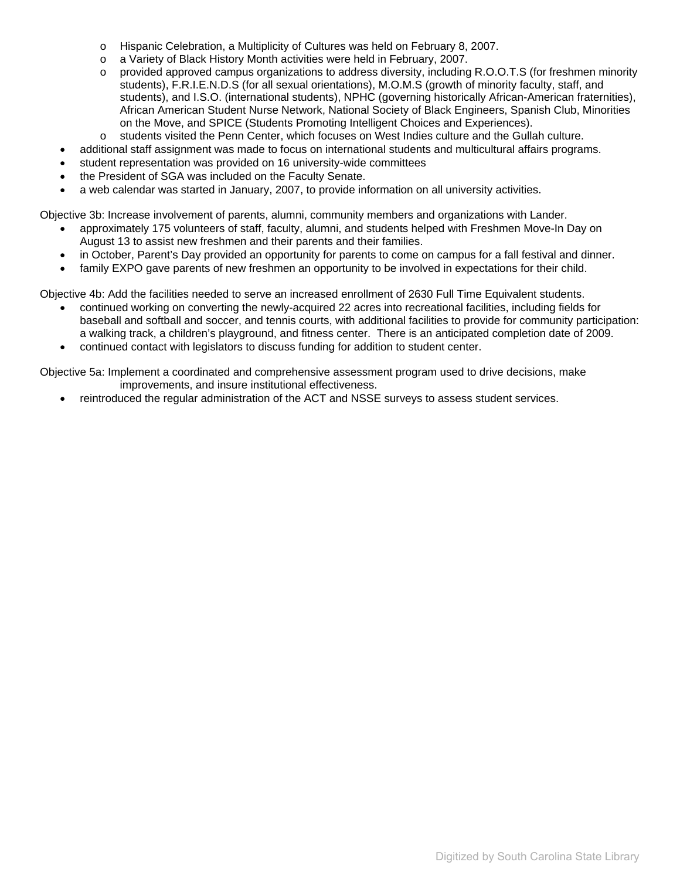- Hispanic Celebration, a Multiplicity of Cultures was held on February 8, 2007.
  - a Variety of Black History Month activities were held in February, 2007.
  - provided approved campus organizations to address diversity, including R.O.O.T.S (for freshmen minority students), F.R.I.E.N.D.S (for all sexual orientations), M.O.M.S (growth of minority faculty, staff, and students), and I.S.O. (international students), NPHC (governing historically African-American fraternities), African American Student Nurse Network, National Society of Black Engineers, Spanish Club, Minorities on the Move, and SPICE (Students Promoting Intelligent Choices and Experiences).
  - students visited the Penn Center, which focuses on West Indies culture and the Gullah culture.
- additional staff assignment was made to focus on international students and multicultural affairs programs.
- student representation was provided on 16 university-wide committees
- the President of SGA was included on the Faculty Senate.
- a web calendar was started in January, 2007, to provide information on all university activities.

Objective 3b: Increase involvement of parents, alumni, community members and organizations with Lander.

- approximately 175 volunteers of staff, faculty, alumni, and students helped with Freshmen Move-In Day on August 13 to assist new freshmen and their parents and their families.
- in October, Parent's Day provided an opportunity for parents to come on campus for a fall festival and dinner.
- family EXPO gave parents of new freshmen an opportunity to be involved in expectations for their child.

Objective 4b: Add the facilities needed to serve an increased enrollment of 2630 Full Time Equivalent students.

- continued working on converting the newly-acquired 22 acres into recreational facilities, including fields for baseball and softball and soccer, and tennis courts, with additional facilities to provide for community participation: a walking track, a children's playground, and fitness center. There is an anticipated completion date of 2009.
- continued contact with legislators to discuss funding for addition to student center.

Objective 5a: Implement a coordinated and comprehensive assessment program used to drive decisions, make improvements, and insure institutional effectiveness.

- reintroduced the regular administration of the ACT and NSSE surveys to assess student services.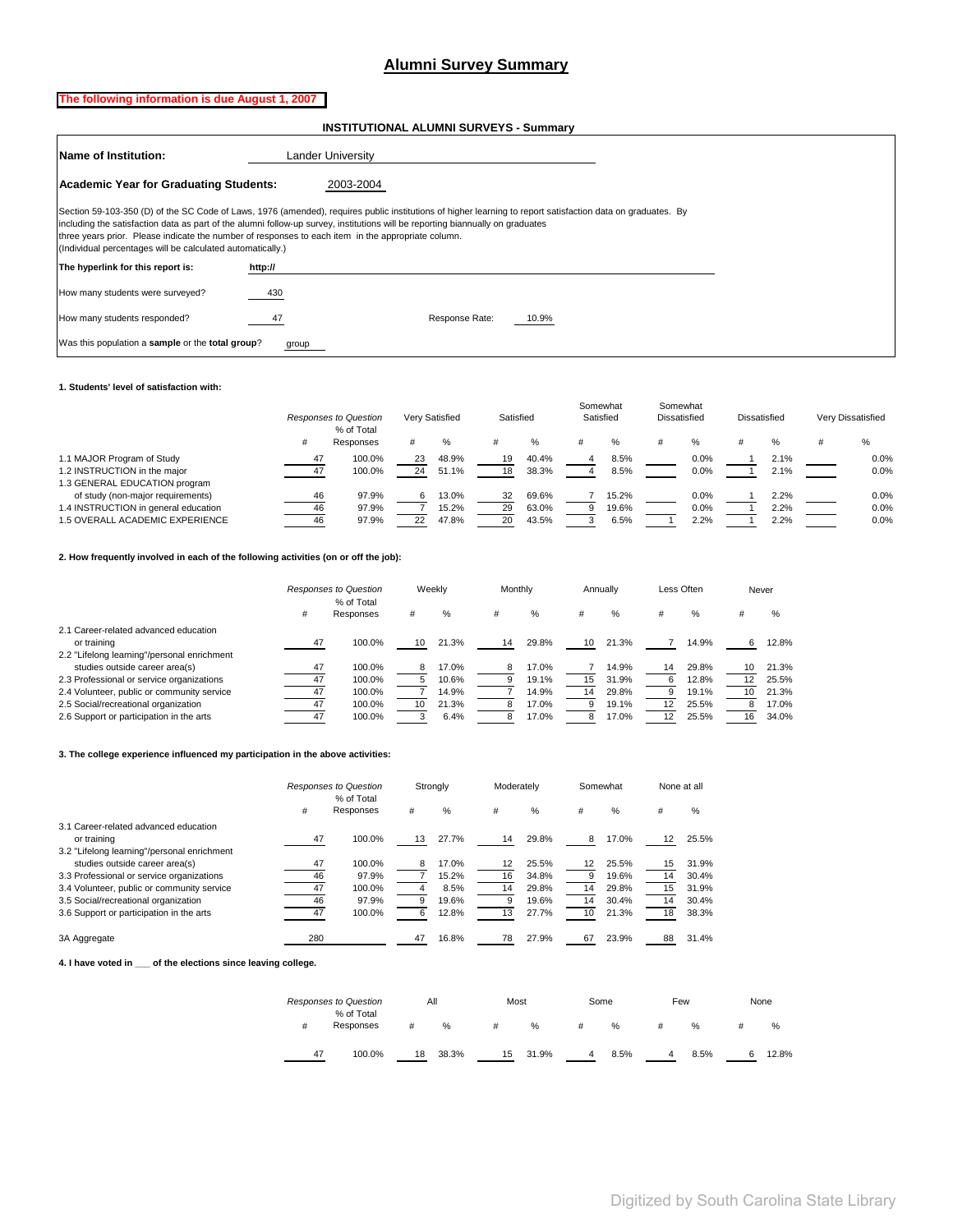# Alumni Survey Summary

**The following information is due August 1, 2007**

**INSTITUTIONAL ALUMNI SURVEYS - Summary**

**Name of Institution:** Lander University

**Academic Year for Graduating Students:** 2003-2004

Section 59-103-350 (D) of the SC Code of Laws, 1976 (amended), requires public institutions of higher learning to report satisfaction data on graduates. By including the satisfaction data as part of the alumni follow-up survey, institutions will be reporting biannually on graduates three years prior. Please indicate the number of responses to each item in the appropriate column.
(Individual percentages will be calculated automatically.)

**The hyperlink for this report is:** http://

How many students were surveyed? 430

How many students responded? 47 Response Rate: 10.9%

Was this population a **sample** or the **total group**? group

**1. Students' level of satisfaction with:**

| | Responses to Question | | Very Satisfied | | Satisfied | | Somewhat Satisfied | | Somewhat Dissatisfied | | Dissatisfied | | Very Dissatisfied | |
|---|---|---|---|---|---|---|---|---|---|---|---|---|---|---|
| | # | % of Total Responses | # | % | # | % | # | % | # | % | # | % | # | % |
| 1.1 MAJOR Program of Study | 47 | 100.0% | 23 | 48.9% | 19 | 40.4% | 4 | 8.5% | | 0.0% | 1 | 2.1% | | 0.0% |
| 1.2 INSTRUCTION in the major | 47 | 100.0% | 24 | 51.1% | 18 | 38.3% | 4 | 8.5% | | 0.0% | 1 | 2.1% | | 0.0% |
| 1.3 GENERAL EDUCATION program of study (non-major requirements) | 46 | 97.9% | 6 | 13.0% | 32 | 69.6% | 7 | 15.2% | | 0.0% | 1 | 2.2% | | 0.0% |
| 1.4 INSTRUCTION in general education | 46 | 97.9% | 7 | 15.2% | 29 | 63.0% | 9 | 19.6% | | 0.0% | 1 | 2.2% | | 0.0% |
| 1.5 OVERALL ACADEMIC EXPERIENCE | 46 | 97.9% | 22 | 47.8% | 20 | 43.5% | 3 | 6.5% | 1 | 2.2% | 1 | 2.2% | | 0.0% |

**2. How frequently involved in each of the following activities (on or off the job):**

| | Responses to Question | | Weekly | | Monthly | | Annually | | Less Often | | Never | |
|---|---|---|---|---|---|---|---|---|---|---|---|---|
| | # | % of Total Responses | # | % | # | % | # | % | # | % | # | % |
| 2.1 Career-related advanced education or training | 47 | 100.0% | 10 | 21.3% | 14 | 29.8% | 10 | 21.3% | 7 | 14.9% | 6 | 12.8% |
| 2.2 "Lifelong learning"/personal enrichment studies outside career area(s) | 47 | 100.0% | 8 | 17.0% | 8 | 17.0% | 7 | 14.9% | 14 | 29.8% | 10 | 21.3% |
| 2.3 Professional or service organizations | 47 | 100.0% | 5 | 10.6% | 9 | 19.1% | 15 | 31.9% | 6 | 12.8% | 12 | 25.5% |
| 2.4 Volunteer, public or community service | 47 | 100.0% | 7 | 14.9% | 7 | 14.9% | 14 | 29.8% | 9 | 19.1% | 10 | 21.3% |
| 2.5 Social/recreational organization | 47 | 100.0% | 10 | 21.3% | 8 | 17.0% | 9 | 19.1% | 12 | 25.5% | 8 | 17.0% |
| 2.6 Support or participation in the arts | 47 | 100.0% | 3 | 6.4% | 8 | 17.0% | 8 | 17.0% | 12 | 25.5% | 16 | 34.0% |

**3. The college experience influenced my participation in the above activities:**

| | Responses to Question | | Strongly | | Moderately | | Somewhat | | None at all | |
|---|---|---|---|---|---|---|---|---|---|---|
| | # | % of Total Responses | # | % | # | % | # | % | # | % |
| 3.1 Career-related advanced education or training | 47 | 100.0% | 13 | 27.7% | 14 | 29.8% | 8 | 17.0% | 12 | 25.5% |
| 3.2 "Lifelong learning"/personal enrichment studies outside career area(s) | 47 | 100.0% | 8 | 17.0% | 12 | 25.5% | 12 | 25.5% | 15 | 31.9% |
| 3.3 Professional or service organizations | 46 | 97.9% | 7 | 15.2% | 16 | 34.8% | 9 | 19.6% | 14 | 30.4% |
| 3.4 Volunteer, public or community service | 47 | 100.0% | 4 | 8.5% | 14 | 29.8% | 14 | 29.8% | 15 | 31.9% |
| 3.5 Social/recreational organization | 46 | 97.9% | 9 | 19.6% | 9 | 19.6% | 14 | 30.4% | 14 | 30.4% |
| 3.6 Support or participation in the arts | 47 | 100.0% | 6 | 12.8% | 13 | 27.7% | 10 | 21.3% | 18 | 38.3% |
| 3A Aggregate | 280 | | 47 | 16.8% | 78 | 27.9% | 67 | 23.9% | 88 | 31.4% |

**4. I have voted in ___ of the elections since leaving college.**

| Responses to Question | | All | | Most | | Some | | Few | | None | |
|---|---|---|---|---|---|---|---|---|---|---|---|
| # | % of Total Responses | # | % | # | % | # | % | # | % | # | % |
| 47 | 100.0% | 18 | 38.3% | 15 | 31.9% | 4 | 8.5% | 4 | 8.5% | 6 | 12.8% |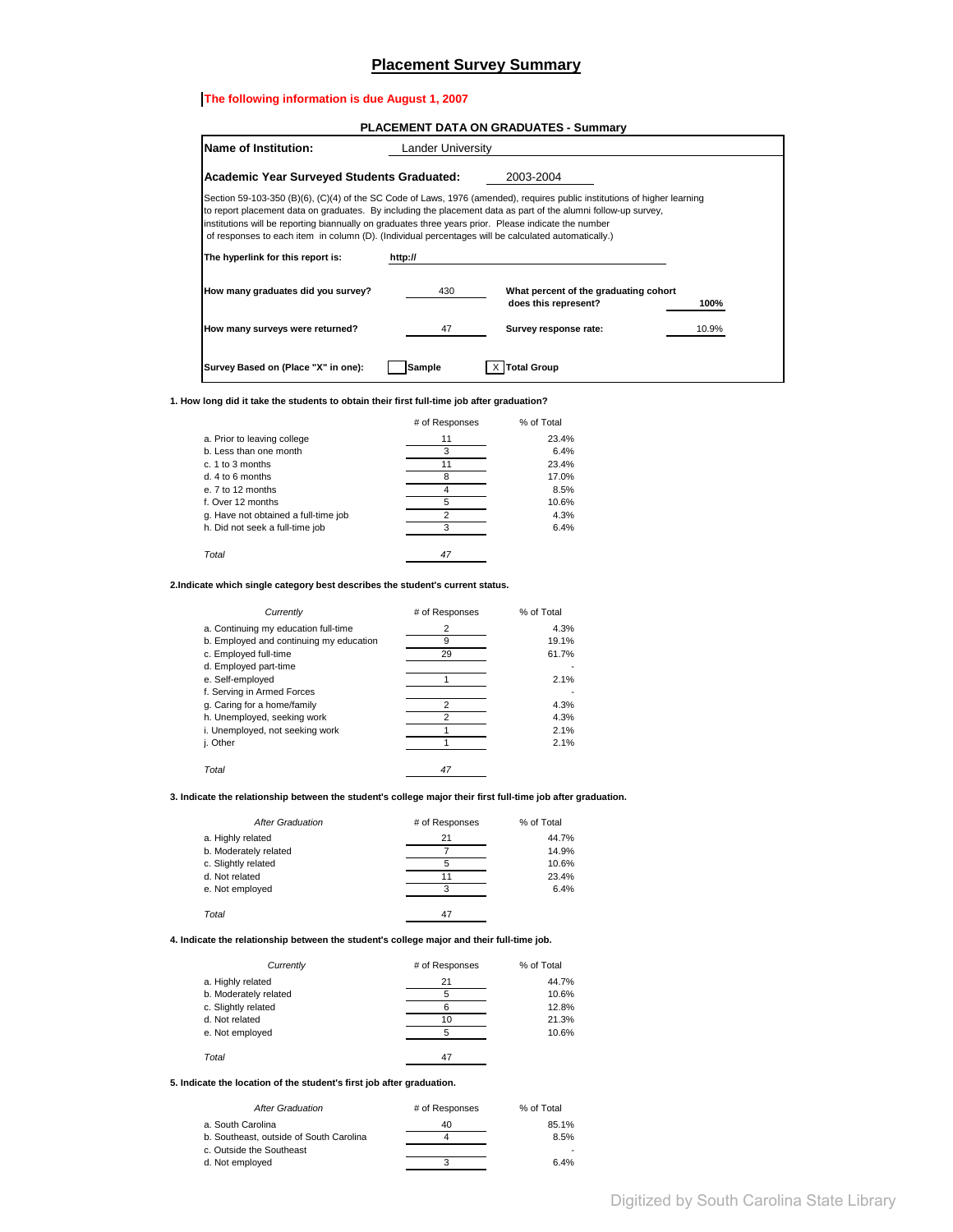# Placement Survey Summary

**The following information is due August 1, 2007**

**PLACEMENT DATA ON GRADUATES - Summary**

**Name of Institution:** Lander University

**Academic Year Surveyed Students Graduated:** 2003-2004

Section 59-103-350 (B)(6), (C)(4) of the SC Code of Laws, 1976 (amended), requires public institutions of higher learning to report placement data on graduates. By including the placement data as part of the alumni follow-up survey, institutions will be reporting biannually on graduates three years prior. Please indicate the number of responses to each item in column (D). (Individual percentages will be calculated automatically.)

**The hyperlink for this report is:** **http://**

**How many graduates did you survey?** 430 **What percent of the graduating cohort does this represent?** **100%**

**How many surveys were returned?** 47 **Survey response rate:** 10.9%

**Survey Based on (Place "X" in one):** [ ] **Sample** [X] **Total Group**

**1. How long did it take the students to obtain their first full-time job after graduation?**

| | # of Responses | % of Total |
|---|---|---|
| a. Prior to leaving college | 11 | 23.4% |
| b. Less than one month | 3 | 6.4% |
| c. 1 to 3 months | 11 | 23.4% |
| d. 4 to 6 months | 8 | 17.0% |
| e. 7 to 12 months | 4 | 8.5% |
| f. Over 12 months | 5 | 10.6% |
| g. Have not obtained a full-time job | 2 | 4.3% |
| h. Did not seek a full-time job | 3 | 6.4% |
| *Total* | *47* | |

**2.Indicate which single category best describes the student's current status.**

| *Currently* | # of Responses | % of Total |
|---|---|---|
| a. Continuing my education full-time | 2 | 4.3% |
| b. Employed and continuing my education | 9 | 19.1% |
| c. Employed full-time | 29 | 61.7% |
| d. Employed part-time | | - |
| e. Self-employed | 1 | 2.1% |
| f. Serving in Armed Forces | | - |
| g. Caring for a home/family | 2 | 4.3% |
| h. Unemployed, seeking work | 2 | 4.3% |
| i. Unemployed, not seeking work | 1 | 2.1% |
| j. Other | 1 | 2.1% |
| *Total* | *47* | |

**3. Indicate the relationship between the student's college major their first full-time job after graduation.**

| *After Graduation* | # of Responses | % of Total |
|---|---|---|
| a. Highly related | 21 | 44.7% |
| b. Moderately related | 7 | 14.9% |
| c. Slightly related | 5 | 10.6% |
| d. Not related | 11 | 23.4% |
| e. Not employed | 3 | 6.4% |
| *Total* | 47 | |

**4. Indicate the relationship between the student's college major and their full-time job.**

| *Currently* | # of Responses | % of Total |
|---|---|---|
| a. Highly related | 21 | 44.7% |
| b. Moderately related | 5 | 10.6% |
| c. Slightly related | 6 | 12.8% |
| d. Not related | 10 | 21.3% |
| e. Not employed | 5 | 10.6% |
| *Total* | 47 | |

**5. Indicate the location of the student's first job after graduation.**

| *After Graduation* | # of Responses | % of Total |
|---|---|---|
| a. South Carolina | 40 | 85.1% |
| b. Southeast, outside of South Carolina | 4 | 8.5% |
| c. Outside the Southeast | | - |
| d. Not employed | 3 | 6.4% |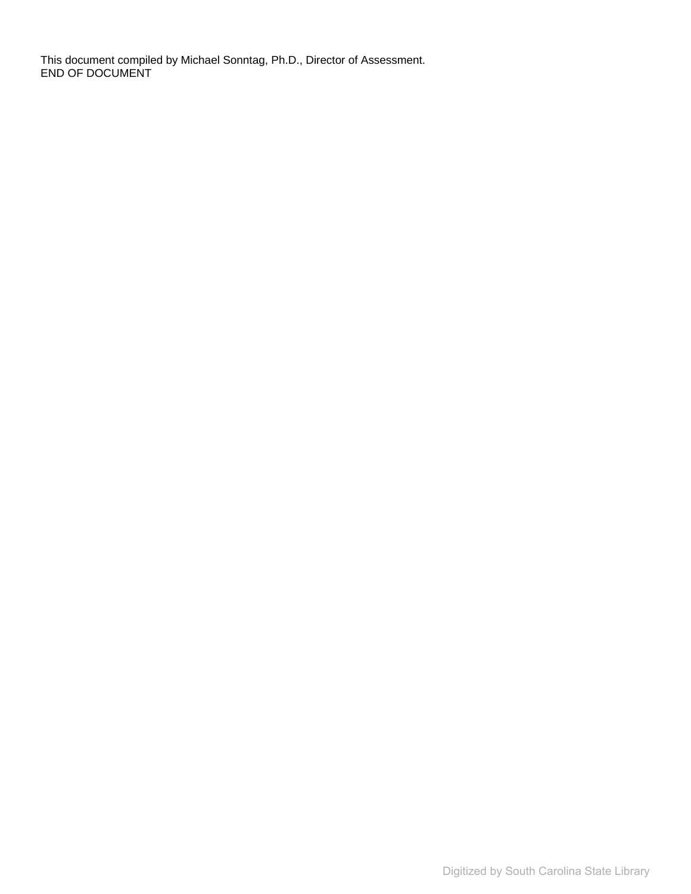This document compiled by Michael Sonntag, Ph.D., Director of Assessment.
END OF DOCUMENT